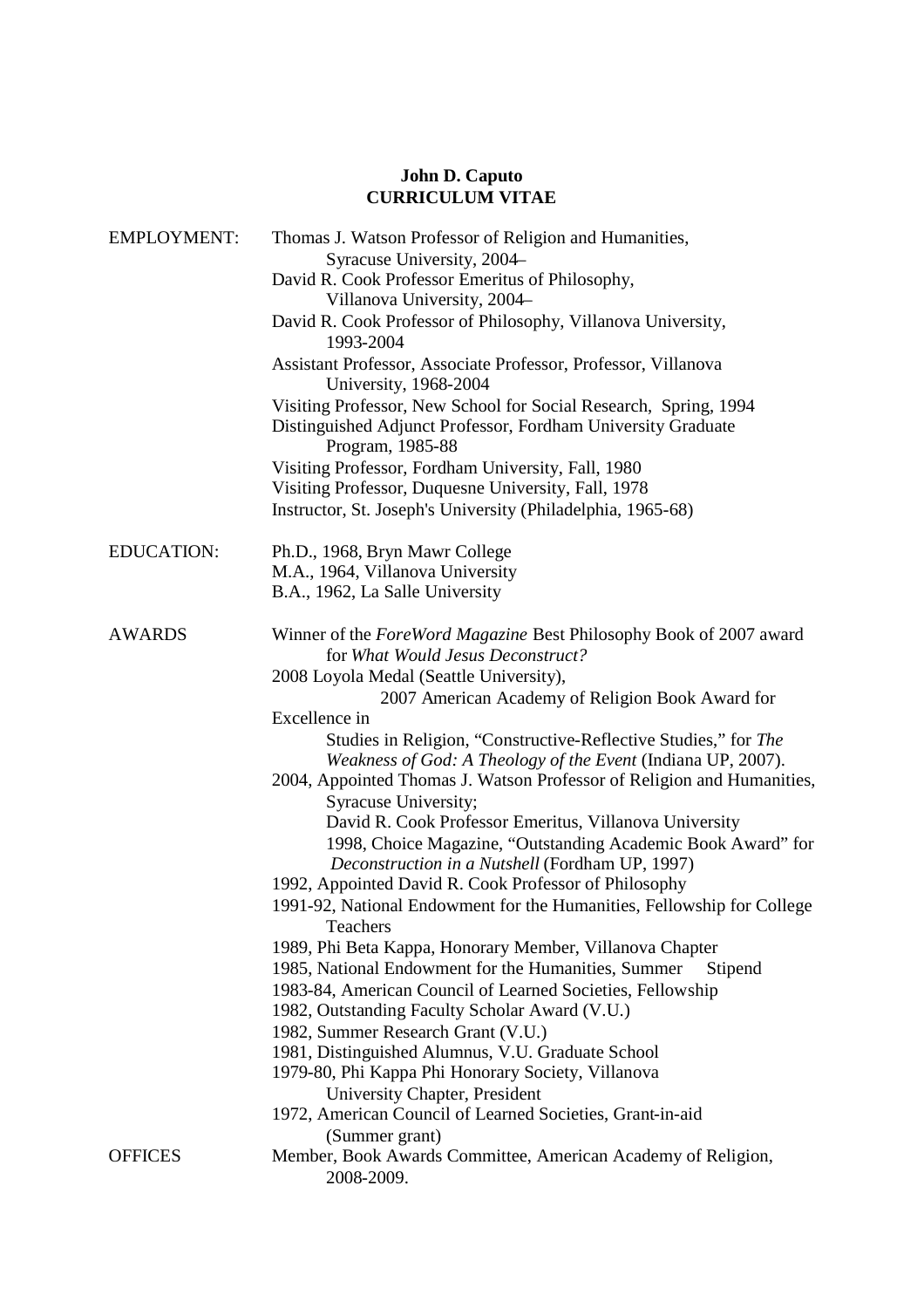# John D. Caputo
## CURRICULUM VITAE

**EMPLOYMENT:**

- Thomas J. Watson Professor of Religion and Humanities, Syracuse University, 2004–
- David R. Cook Professor Emeritus of Philosophy, Villanova University, 2004–
- David R. Cook Professor of Philosophy, Villanova University, 1993-2004
- Assistant Professor, Associate Professor, Professor, Villanova University, 1968-2004
- Visiting Professor, New School for Social Research, Spring, 1994
- Distinguished Adjunct Professor, Fordham University Graduate Program, 1985-88
- Visiting Professor, Fordham University, Fall, 1980
- Visiting Professor, Duquesne University, Fall, 1978
- Instructor, St. Joseph's University (Philadelphia, 1965-68)

**EDUCATION:**

- Ph.D., 1968, Bryn Mawr College
- M.A., 1964, Villanova University
- B.A., 1962, La Salle University

**AWARDS**

- Winner of the *ForeWord Magazine* Best Philosophy Book of 2007 award for *What Would Jesus Deconstruct?*
- 2008 Loyola Medal (Seattle University),
- 2007 American Academy of Religion Book Award for Excellence in Studies in Religion, "Constructive-Reflective Studies," for *The Weakness of God: A Theology of the Event* (Indiana UP, 2007).
- 2004, Appointed Thomas J. Watson Professor of Religion and Humanities, Syracuse University; David R. Cook Professor Emeritus, Villanova University
- 1998, Choice Magazine, "Outstanding Academic Book Award" for *Deconstruction in a Nutshell* (Fordham UP, 1997)
- 1992, Appointed David R. Cook Professor of Philosophy
- 1991-92, National Endowment for the Humanities, Fellowship for College Teachers
- 1989, Phi Beta Kappa, Honorary Member, Villanova Chapter
- 1985, National Endowment for the Humanities, Summer Stipend
- 1983-84, American Council of Learned Societies, Fellowship
- 1982, Outstanding Faculty Scholar Award (V.U.)
- 1982, Summer Research Grant (V.U.)
- 1981, Distinguished Alumnus, V.U. Graduate School
- 1979-80, Phi Kappa Phi Honorary Society, Villanova University Chapter, President
- 1972, American Council of Learned Societies, Grant-in-aid (Summer grant)

**OFFICES**

- Member, Book Awards Committee, American Academy of Religion, 2008-2009.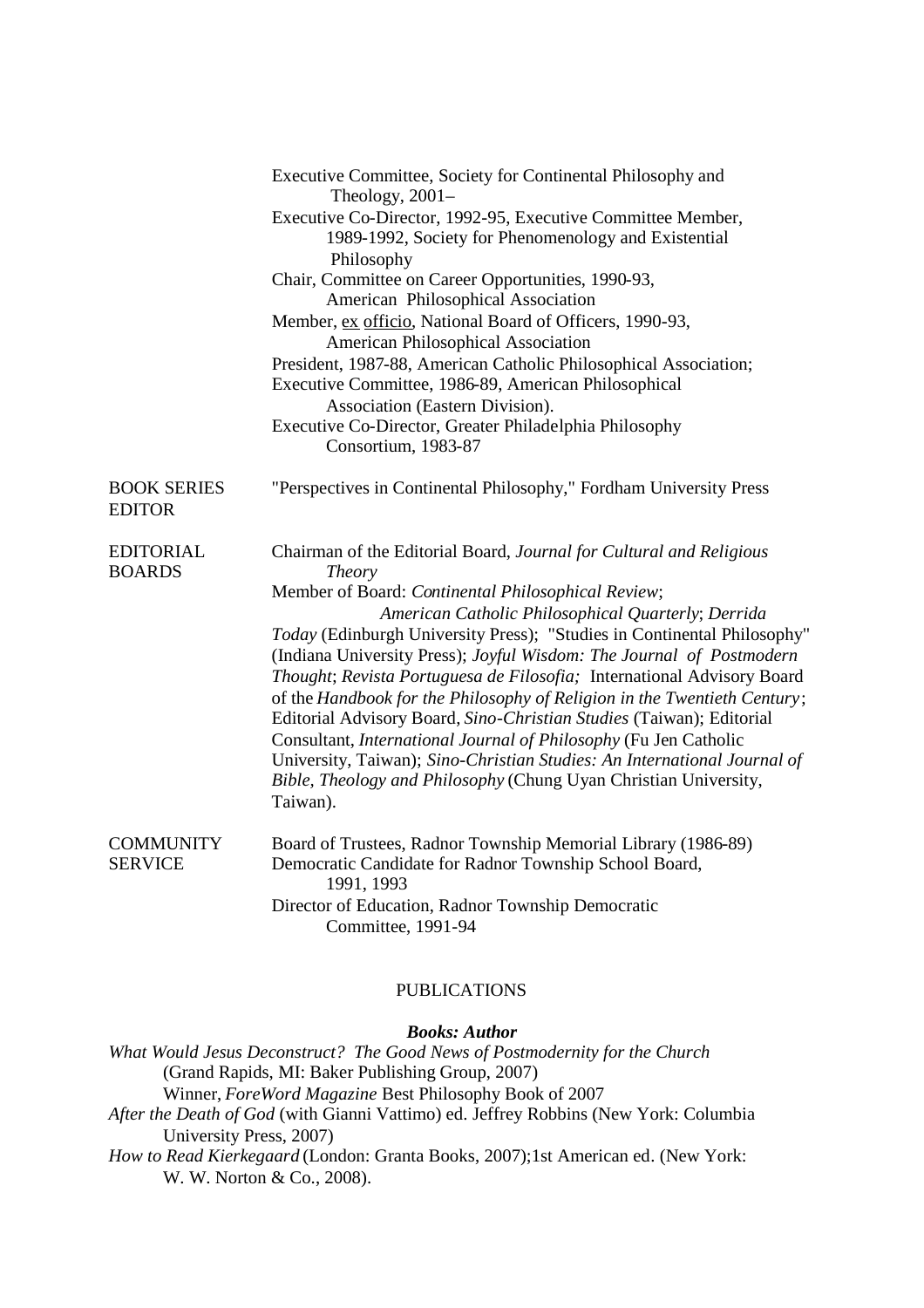Executive Committee, Society for Continental Philosophy and Theology, 2001–
Executive Co-Director, 1992-95, Executive Committee Member, 1989-1992, Society for Phenomenology and Existential Philosophy
Chair, Committee on Career Opportunities, 1990-93, American Philosophical Association
Member, ex officio, National Board of Officers, 1990-93, American Philosophical Association
President, 1987-88, American Catholic Philosophical Association;
Executive Committee, 1986-89, American Philosophical Association (Eastern Division).
Executive Co-Director, Greater Philadelphia Philosophy Consortium, 1983-87

**BOOK SERIES EDITOR**

"Perspectives in Continental Philosophy," Fordham University Press

**EDITORIAL BOARDS**

Chairman of the Editorial Board, *Journal for Cultural and Religious Theory*
Member of Board: *Continental Philosophical Review*; *American Catholic Philosophical Quarterly*; *Derrida Today* (Edinburgh University Press); "Studies in Continental Philosophy" (Indiana University Press); *Joyful Wisdom: The Journal of Postmodern Thought*; *Revista Portuguesa de Filosofia;* International Advisory Board of the *Handbook for the Philosophy of Religion in the Twentieth Century*; Editorial Advisory Board, *Sino-Christian Studies* (Taiwan); Editorial Consultant, *International Journal of Philosophy* (Fu Jen Catholic University, Taiwan); *Sino-Christian Studies: An International Journal of Bible, Theology and Philosophy* (Chung Uyan Christian University, Taiwan).

**COMMUNITY SERVICE**

Board of Trustees, Radnor Township Memorial Library (1986-89)
Democratic Candidate for Radnor Township School Board, 1991, 1993
Director of Education, Radnor Township Democratic Committee, 1991-94

## PUBLICATIONS

### *Books: Author*

*What Would Jesus Deconstruct? The Good News of Postmodernity for the Church* (Grand Rapids, MI: Baker Publishing Group, 2007)
Winner, *ForeWord Magazine* Best Philosophy Book of 2007

*After the Death of God* (with Gianni Vattimo) ed. Jeffrey Robbins (New York: Columbia University Press, 2007)

*How to Read Kierkegaard* (London: Granta Books, 2007);1st American ed. (New York: W. W. Norton & Co., 2008).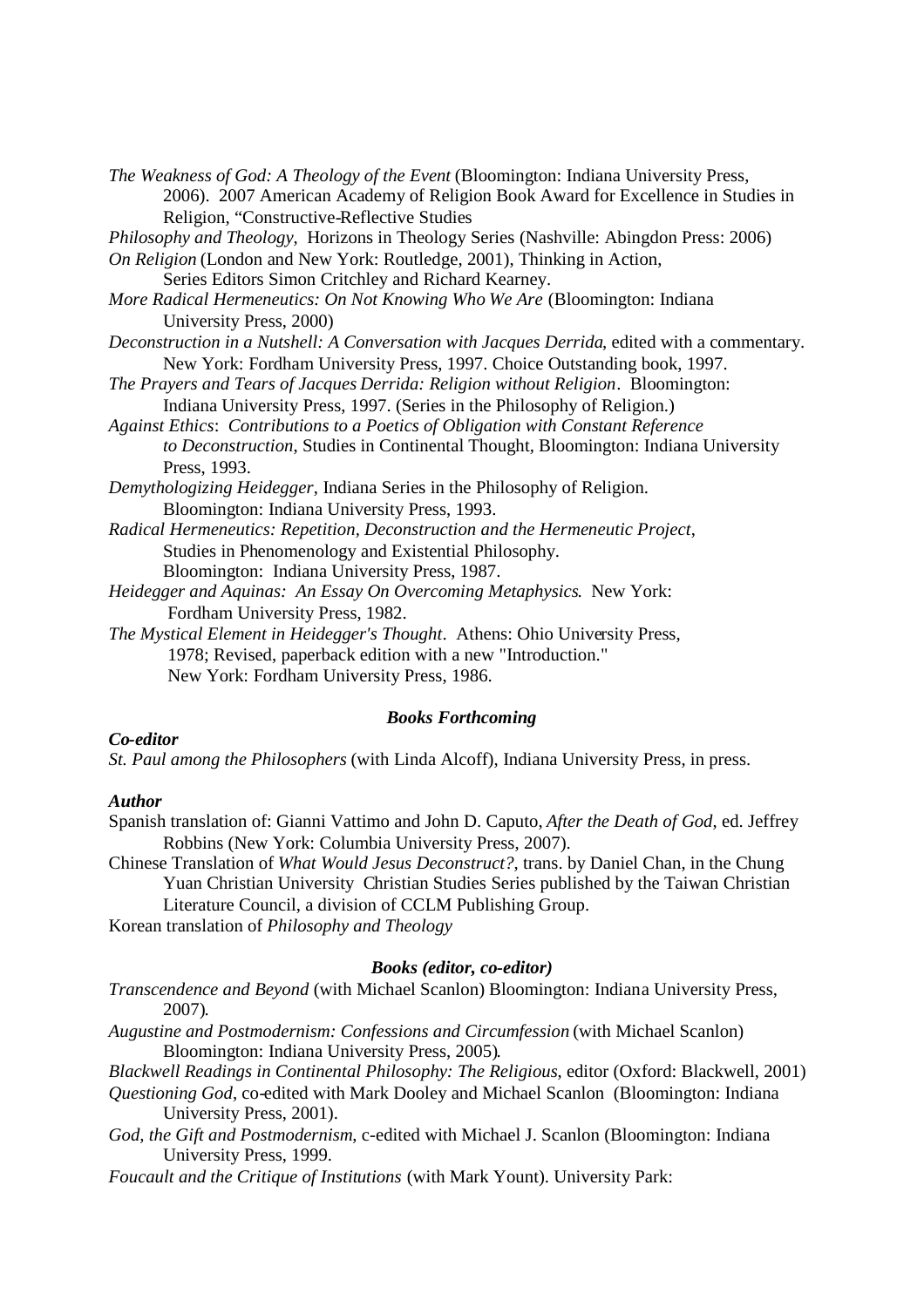*The Weakness of God: A Theology of the Event* (Bloomington: Indiana University Press, 2006). 2007 American Academy of Religion Book Award for Excellence in Studies in Religion, "Constructive-Reflective Studies

*Philosophy and Theology*, Horizons in Theology Series (Nashville: Abingdon Press: 2006)

*On Religion* (London and New York: Routledge, 2001), Thinking in Action, Series Editors Simon Critchley and Richard Kearney.

*More Radical Hermeneutics: On Not Knowing Who We Are* (Bloomington: Indiana University Press, 2000)

*Deconstruction in a Nutshell: A Conversation with Jacques Derrida*, edited with a commentary. New York: Fordham University Press, 1997. Choice Outstanding book, 1997.

*The Prayers and Tears of Jacques Derrida: Religion without Religion*. Bloomington: Indiana University Press, 1997. (Series in the Philosophy of Religion.)

*Against Ethics*: *Contributions to a Poetics of Obligation with Constant Reference to Deconstruction*, Studies in Continental Thought, Bloomington: Indiana University Press, 1993.

*Demythologizing Heidegger*, Indiana Series in the Philosophy of Religion. Bloomington: Indiana University Press, 1993.

*Radical Hermeneutics: Repetition, Deconstruction and the Hermeneutic Project*, Studies in Phenomenology and Existential Philosophy. Bloomington: Indiana University Press, 1987.

*Heidegger and Aquinas: An Essay On Overcoming Metaphysics*. New York: Fordham University Press, 1982.

*The Mystical Element in Heidegger's Thought*. Athens: Ohio University Press, 1978; Revised, paperback edition with a new "Introduction." New York: Fordham University Press, 1986.

### *Books Forthcoming*

***Co-editor***

*St. Paul among the Philosophers* (with Linda Alcoff), Indiana University Press, in press.

***Author***

Spanish translation of: Gianni Vattimo and John D. Caputo, *After the Death of God*, ed. Jeffrey Robbins (New York: Columbia University Press, 2007).

Chinese Translation of *What Would Jesus Deconstruct?*, trans. by Daniel Chan, in the Chung Yuan Christian University Christian Studies Series published by the Taiwan Christian Literature Council, a division of CCLM Publishing Group.

Korean translation of *Philosophy and Theology*

### *Books (editor, co-editor)*

*Transcendence and Beyond* (with Michael Scanlon) Bloomington: Indiana University Press, 2007).

*Augustine and Postmodernism: Confessions and Circumfession* (with Michael Scanlon) Bloomington: Indiana University Press, 2005).

*Blackwell Readings in Continental Philosophy: The Religious*, editor (Oxford: Blackwell, 2001)

*Questioning God*, co-edited with Mark Dooley and Michael Scanlon (Bloomington: Indiana University Press, 2001).

*God, the Gift and Postmodernism*, c-edited with Michael J. Scanlon (Bloomington: Indiana University Press, 1999.

*Foucault and the Critique of Institutions* (with Mark Yount). University Park: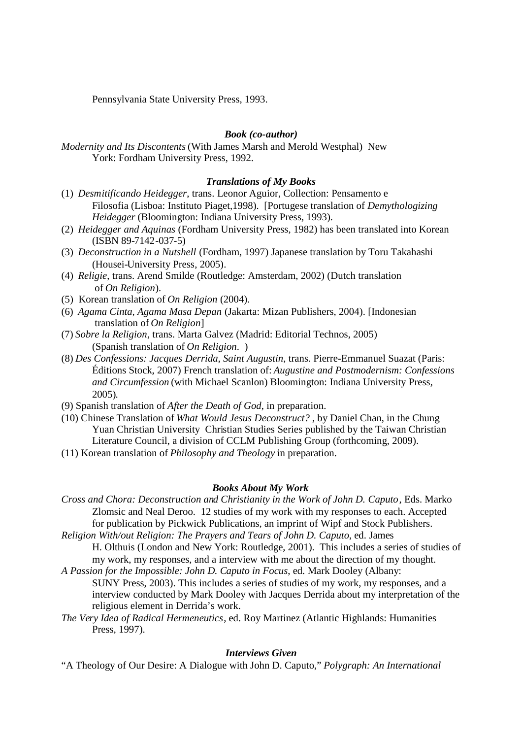Pennsylvania State University Press, 1993.

### *Book (co-author)*

*Modernity and Its Discontents* (With James Marsh and Merold Westphal) New York: Fordham University Press, 1992.

### *Translations of My Books*

(1) *Desmitificando Heidegger*, trans. Leonor Aguior, Collection: Pensamento e Filosofia (Lisboa: Instituto Piaget,1998). [Portugese translation of *Demythologizing Heidegger* (Bloomington: Indiana University Press, 1993).

(2) *Heidegger and Aquinas* (Fordham University Press, 1982) has been translated into Korean (ISBN 89-7142-037-5)

(3) *Deconstruction in a Nutshell* (Fordham, 1997) Japanese translation by Toru Takahashi (Housei-University Press, 2005).

(4) *Religie,* trans. Arend Smilde (Routledge: Amsterdam, 2002) (Dutch translation of *On Religion*).

(5) Korean translation of *On Religion* (2004).

(6) *Agama Cinta, Agama Masa Depan* (Jakarta: Mizan Publishers, 2004). [Indonesian translation of *On Religion*]

(7) *Sobre la Religion*, trans. Marta Galvez (Madrid: Editorial Technos, 2005) (Spanish translation of *On Religion*. )

(8) *Des Confessions: Jacques Derrida, Saint Augustin*, trans. Pierre-Emmanuel Suazat (Paris: Éditions Stock, 2007) French translation of: *Augustine and Postmodernism: Confessions and Circumfession* (with Michael Scanlon) Bloomington: Indiana University Press, 2005).

(9) Spanish translation of *After the Death of God*, in preparation.

(10) Chinese Translation of *What Would Jesus Deconstruct?* , by Daniel Chan, in the Chung Yuan Christian University Christian Studies Series published by the Taiwan Christian Literature Council, a division of CCLM Publishing Group (forthcoming, 2009).

(11) Korean translation of *Philosophy and Theology* in preparation.

### *Books About My Work*

*Cross and Chora: Deconstruction and Christianity in the Work of John D. Caputo*, Eds. Marko Zlomsic and Neal Deroo. 12 studies of my work with my responses to each. Accepted for publication by Pickwick Publications, an imprint of Wipf and Stock Publishers.

*Religion With/out Religion: The Prayers and Tears of John D. Caputo*, ed. James H. Olthuis (London and New York: Routledge, 2001). This includes a series of studies of my work, my responses, and a interview with me about the direction of my thought.

*A Passion for the Impossible: John D. Caputo in Focus*, ed. Mark Dooley (Albany: SUNY Press, 2003). This includes a series of studies of my work, my responses, and a interview conducted by Mark Dooley with Jacques Derrida about my interpretation of the religious element in Derrida's work.

*The Very Idea of Radical Hermeneutics*, ed. Roy Martinez (Atlantic Highlands: Humanities Press, 1997).

### *Interviews Given*

"A Theology of Our Desire: A Dialogue with John D. Caputo," *Polygraph: An International*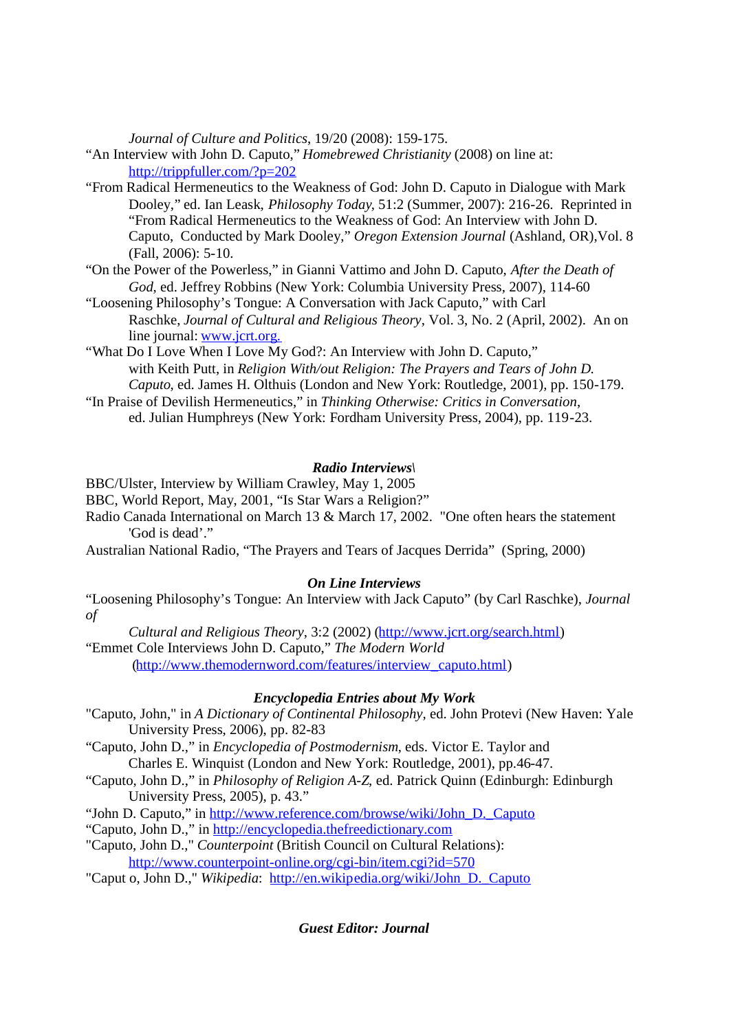*Journal of Culture and Politics*, 19/20 (2008): 159-175.

"An Interview with John D. Caputo," *Homebrewed Christianity* (2008) on line at: http://trippfuller.com/?p=202

"From Radical Hermeneutics to the Weakness of God: John D. Caputo in Dialogue with Mark Dooley," ed. Ian Leask, *Philosophy Today*, 51:2 (Summer, 2007): 216-26. Reprinted in "From Radical Hermeneutics to the Weakness of God: An Interview with John D. Caputo, Conducted by Mark Dooley," *Oregon Extension Journal* (Ashland, OR),Vol. 8 (Fall, 2006): 5-10.

"On the Power of the Powerless," in Gianni Vattimo and John D. Caputo, *After the Death of God*, ed. Jeffrey Robbins (New York: Columbia University Press, 2007), 114-60

"Loosening Philosophy's Tongue: A Conversation with Jack Caputo," with Carl Raschke, *Journal of Cultural and Religious Theory*, Vol. 3, No. 2 (April, 2002). An on line journal: www.jcrt.org.

"What Do I Love When I Love My God?: An Interview with John D. Caputo," with Keith Putt, in *Religion With/out Religion: The Prayers and Tears of John D. Caputo*, ed. James H. Olthuis (London and New York: Routledge, 2001), pp. 150-179.

"In Praise of Devilish Hermeneutics," in *Thinking Otherwise: Critics in Conversation*, ed. Julian Humphreys (New York: Fordham University Press, 2004), pp. 119-23.

### *Radio Interviews\*

BBC/Ulster, Interview by William Crawley, May 1, 2005

BBC, World Report, May, 2001, "Is Star Wars a Religion?"

Radio Canada International on March 13 & March 17, 2002. "One often hears the statement 'God is dead'."

Australian National Radio, "The Prayers and Tears of Jacques Derrida" (Spring, 2000)

### *On Line Interviews*

"Loosening Philosophy's Tongue: An Interview with Jack Caputo" (by Carl Raschke), *Journal of Cultural and Religious Theory*, 3:2 (2002) (http://www.jcrt.org/search.html)

"Emmet Cole Interviews John D. Caputo," *The Modern World* (http://www.themodernword.com/features/interview_caputo.html)

### *Encyclopedia Entries about My Work*

"Caputo, John," in *A Dictionary of Continental Philosophy*, ed. John Protevi (New Haven: Yale University Press, 2006), pp. 82-83

"Caputo, John D.," in *Encyclopedia of Postmodernism*, eds. Victor E. Taylor and Charles E. Winquist (London and New York: Routledge, 2001), pp.46-47.

"Caputo, John D.," in *Philosophy of Religion A-Z*, ed. Patrick Quinn (Edinburgh: Edinburgh University Press, 2005), p. 43."

"John D. Caputo," in http://www.reference.com/browse/wiki/John_D._Caputo

"Caputo, John D.," in http://encyclopedia.thefreedictionary.com

"Caputo, John D.," *Counterpoint* (British Council on Cultural Relations): http://www.counterpoint-online.org/cgi-bin/item.cgi?id=570

"Caput o, John D.," *Wikipedia*: http://en.wikipedia.org/wiki/John_D._Caputo

### *Guest Editor: Journal*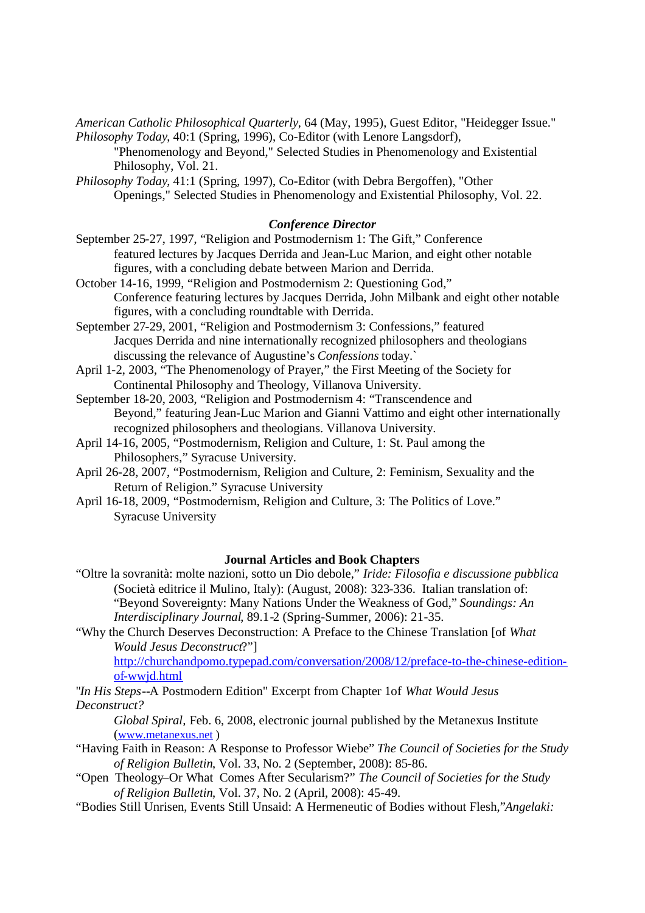*American Catholic Philosophical Quarterly*, 64 (May, 1995), Guest Editor, "Heidegger Issue."

*Philosophy Today*, 40:1 (Spring, 1996), Co-Editor (with Lenore Langsdorf), "Phenomenology and Beyond," Selected Studies in Phenomenology and Existential Philosophy, Vol. 21.

*Philosophy Today*, 41:1 (Spring, 1997), Co-Editor (with Debra Bergoffen), "Other Openings," Selected Studies in Phenomenology and Existential Philosophy, Vol. 22.

### *Conference Director*

September 25-27, 1997, "Religion and Postmodernism 1: The Gift," Conference featured lectures by Jacques Derrida and Jean-Luc Marion, and eight other notable figures, with a concluding debate between Marion and Derrida.

October 14-16, 1999, "Religion and Postmodernism 2: Questioning God," Conference featuring lectures by Jacques Derrida, John Milbank and eight other notable figures, with a concluding roundtable with Derrida.

September 27-29, 2001, "Religion and Postmodernism 3: Confessions," featured Jacques Derrida and nine internationally recognized philosophers and theologians discussing the relevance of Augustine's *Confessions* today.`

April 1-2, 2003, "The Phenomenology of Prayer," the First Meeting of the Society for Continental Philosophy and Theology, Villanova University.

September 18-20, 2003, "Religion and Postmodernism 4: "Transcendence and Beyond," featuring Jean-Luc Marion and Gianni Vattimo and eight other internationally recognized philosophers and theologians. Villanova University.

April 14-16, 2005, "Postmodernism, Religion and Culture, 1: St. Paul among the Philosophers," Syracuse University.

April 26-28, 2007, "Postmodernism, Religion and Culture, 2: Feminism, Sexuality and the Return of Religion." Syracuse University

April 16-18, 2009, "Postmodernism, Religion and Culture, 3: The Politics of Love." Syracuse University

### Journal Articles and Book Chapters

"Oltre la sovranità: molte nazioni, sotto un Dio debole," *Iride: Filosofia e discussione pubblica* (Società editrice il Mulino, Italy): (August, 2008): 323-336. Italian translation of: "Beyond Sovereignty: Many Nations Under the Weakness of God," *Soundings: An Interdisciplinary Journal*, 89.1-2 (Spring-Summer, 2006): 21-35.

"Why the Church Deserves Deconstruction: A Preface to the Chinese Translation [of *What Would Jesus Deconstruct*?"] http://churchandpomo.typepad.com/conversation/2008/12/preface-to-the-chinese-edition-of-wwjd.html

"*In His Steps*--A Postmodern Edition" Excerpt from Chapter 1of *What Would Jesus Deconstruct?*
*Global Spiral,* Feb. 6, 2008, electronic journal published by the Metanexus Institute (www.metanexus.net )

"Having Faith in Reason: A Response to Professor Wiebe" *The Council of Societies for the Study of Religion Bulletin*, Vol. 33, No. 2 (September, 2008): 85-86.

"Open Theology–Or What Comes After Secularism?" *The Council of Societies for the Study of Religion Bulletin*, Vol. 37, No. 2 (April, 2008): 45-49.

"Bodies Still Unrisen, Events Still Unsaid: A Hermeneutic of Bodies without Flesh,"*Angelaki:*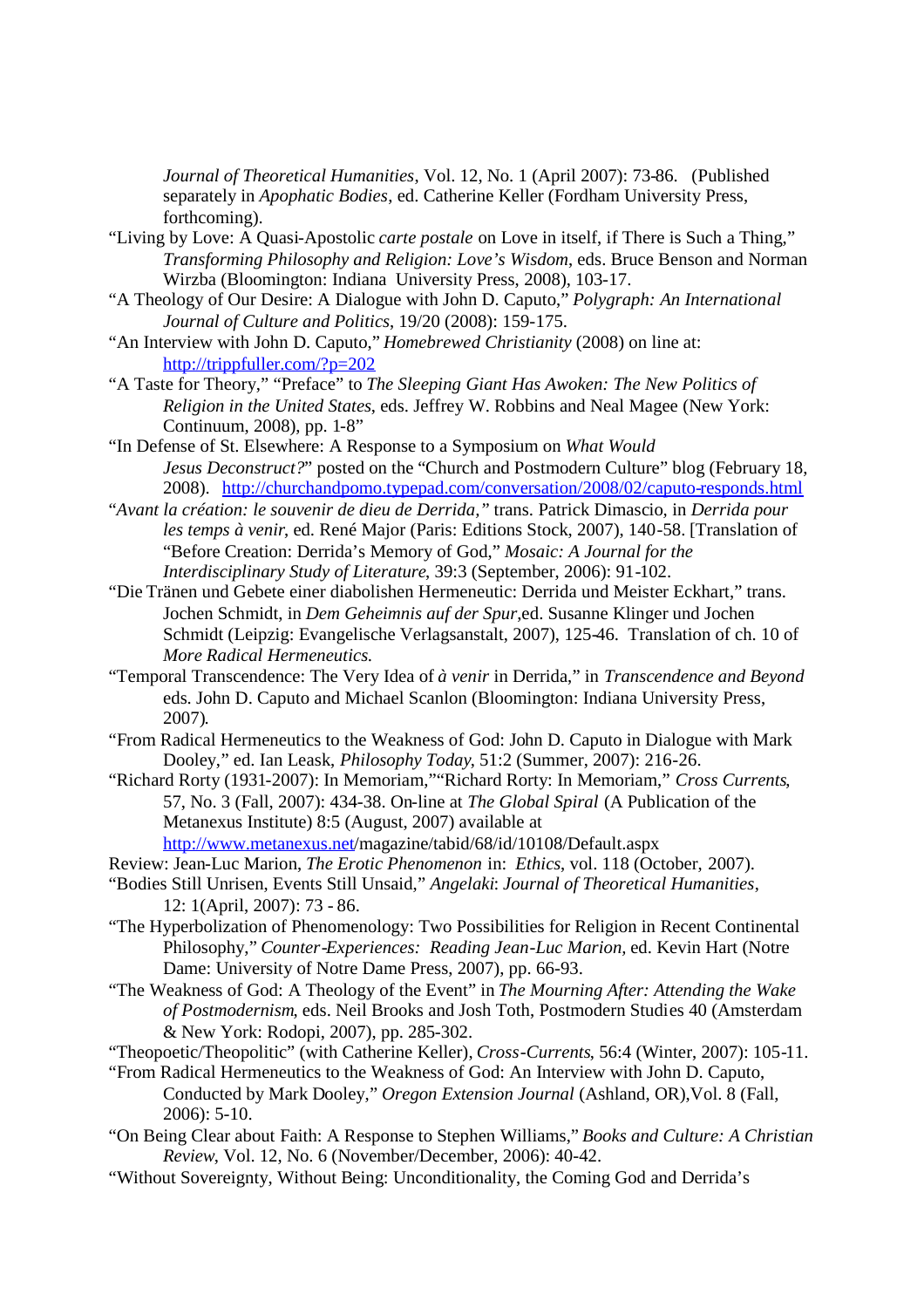*Journal of Theoretical Humanities*, Vol. 12, No. 1 (April 2007): 73-86. (Published separately in *Apophatic Bodies*, ed. Catherine Keller (Fordham University Press, forthcoming).

"Living by Love: A Quasi-Apostolic *carte postale* on Love in itself, if There is Such a Thing," *Transforming Philosophy and Religion: Love's Wisdom*, eds. Bruce Benson and Norman Wirzba (Bloomington: Indiana University Press, 2008), 103-17.

"A Theology of Our Desire: A Dialogue with John D. Caputo," *Polygraph: An International Journal of Culture and Politics*, 19/20 (2008): 159-175.

"An Interview with John D. Caputo," *Homebrewed Christianity* (2008) on line at: http://trippfuller.com/?p=202

"A Taste for Theory," "Preface" to *The Sleeping Giant Has Awoken: The New Politics of Religion in the United States*, eds. Jeffrey W. Robbins and Neal Magee (New York: Continuum, 2008), pp. 1-8"

"In Defense of St. Elsewhere: A Response to a Symposium on *What Would Jesus Deconstruct?*" posted on the "Church and Postmodern Culture" blog (February 18, 2008). http://churchandpomo.typepad.com/conversation/2008/02/caputo-responds.html

"*Avant la création: le souvenir de dieu de Derrida,"* trans. Patrick Dimascio, in *Derrida pour les temps à venir*, ed. René Major (Paris: Editions Stock, 2007), 140-58. [Translation of "Before Creation: Derrida's Memory of God," *Mosaic: A Journal for the Interdisciplinary Study of Literature*, 39:3 (September, 2006): 91-102.

"Die Tränen und Gebete einer diabolishen Hermeneutic: Derrida und Meister Eckhart," trans. Jochen Schmidt, in *Dem Geheimnis auf der Spur*,ed. Susanne Klinger und Jochen Schmidt (Leipzig: Evangelische Verlagsanstalt, 2007), 125-46. Translation of ch. 10 of *More Radical Hermeneutics.*

"Temporal Transcendence: The Very Idea of *à venir* in Derrida," in *Transcendence and Beyond* eds. John D. Caputo and Michael Scanlon (Bloomington: Indiana University Press, 2007).

"From Radical Hermeneutics to the Weakness of God: John D. Caputo in Dialogue with Mark Dooley," ed. Ian Leask, *Philosophy Today*, 51:2 (Summer, 2007): 216-26.

"Richard Rorty (1931-2007): In Memoriam,""Richard Rorty: In Memoriam," *Cross Currents*, 57, No. 3 (Fall, 2007): 434-38. On-line at *The Global Spiral* (A Publication of the Metanexus Institute) 8:5 (August, 2007) available at http://www.metanexus.net/magazine/tabid/68/id/10108/Default.aspx

Review: Jean-Luc Marion, *The Erotic Phenomenon* in: *Ethics*, vol. 118 (October, 2007).

"Bodies Still Unrisen, Events Still Unsaid," *Angelaki*: *Journal of Theoretical Humanities*, 12: 1(April, 2007): 73 - 86.

"The Hyperbolization of Phenomenology: Two Possibilities for Religion in Recent Continental Philosophy," *Counter-Experiences: Reading Jean-Luc Marion*, ed. Kevin Hart (Notre Dame: University of Notre Dame Press, 2007), pp. 66-93.

"The Weakness of God: A Theology of the Event" in *The Mourning After: Attending the Wake of Postmodernism*, eds. Neil Brooks and Josh Toth, Postmodern Studies 40 (Amsterdam & New York: Rodopi, 2007), pp. 285-302.

"Theopoetic/Theopolitic" (with Catherine Keller), *Cross-Currents*, 56:4 (Winter, 2007): 105-11.

"From Radical Hermeneutics to the Weakness of God: An Interview with John D. Caputo, Conducted by Mark Dooley," *Oregon Extension Journal* (Ashland, OR),Vol. 8 (Fall, 2006): 5-10.

"On Being Clear about Faith: A Response to Stephen Williams," *Books and Culture: A Christian Review*, Vol. 12, No. 6 (November/December, 2006): 40-42.

"Without Sovereignty, Without Being: Unconditionality, the Coming God and Derrida's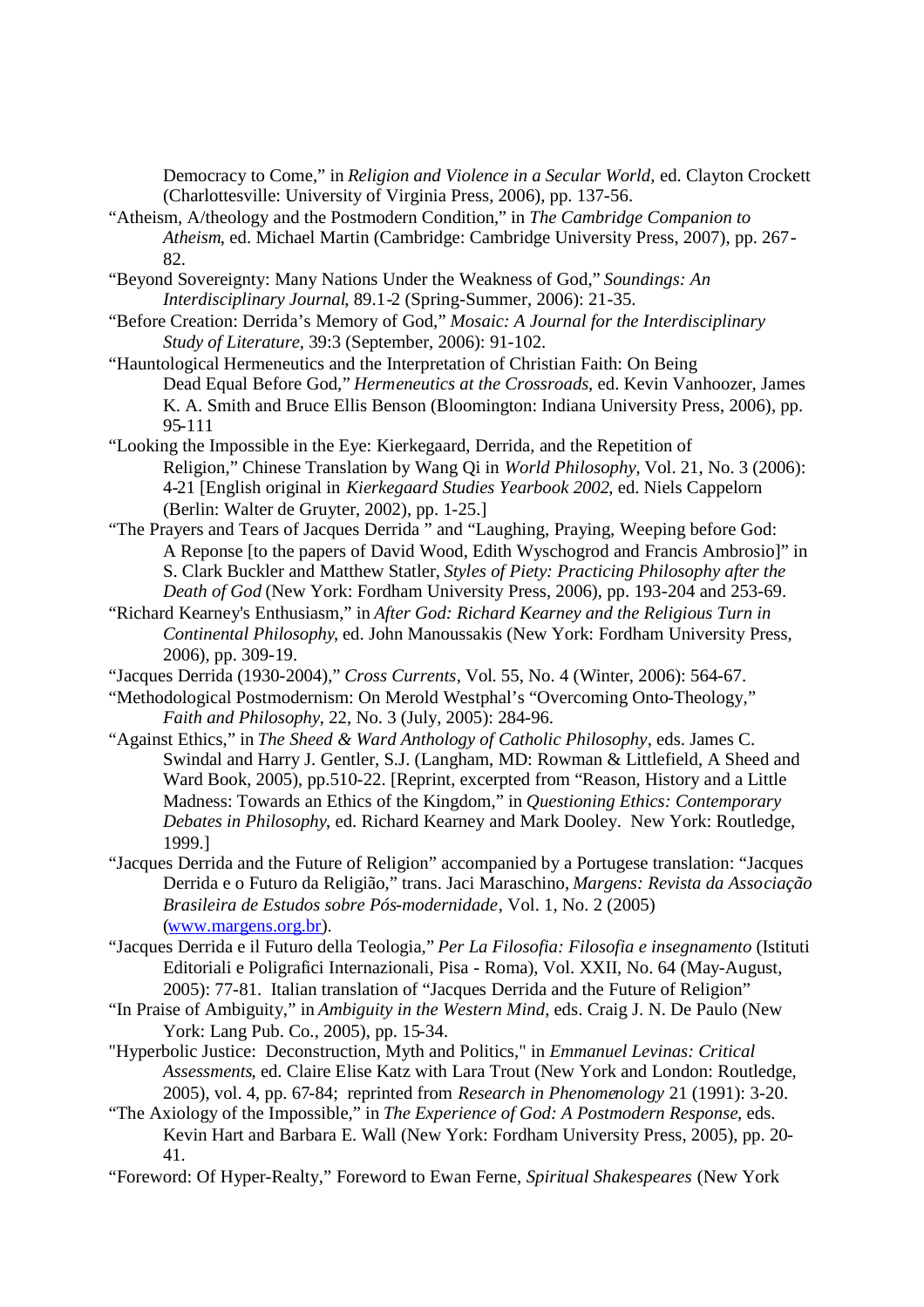Democracy to Come," in *Religion and Violence in a Secular World,* ed. Clayton Crockett (Charlottesville: University of Virginia Press, 2006), pp. 137-56.

"Atheism, A/theology and the Postmodern Condition," in *The Cambridge Companion to Atheism*, ed. Michael Martin (Cambridge: Cambridge University Press, 2007), pp. 267-82.

"Beyond Sovereignty: Many Nations Under the Weakness of God," *Soundings: An Interdisciplinary Journal*, 89.1-2 (Spring-Summer, 2006): 21-35.

"Before Creation: Derrida's Memory of God," *Mosaic: A Journal for the Interdisciplinary Study of Literature*, 39:3 (September, 2006): 91-102.

"Hauntological Hermeneutics and the Interpretation of Christian Faith: On Being Dead Equal Before God," *Hermeneutics at the Crossroads*, ed. Kevin Vanhoozer, James K. A. Smith and Bruce Ellis Benson (Bloomington: Indiana University Press, 2006), pp. 95-111

"Looking the Impossible in the Eye: Kierkegaard, Derrida, and the Repetition of Religion," Chinese Translation by Wang Qi in *World Philosophy*, Vol. 21, No. 3 (2006): 4-21 [English original in *Kierkegaard Studies Yearbook 2002*, ed. Niels Cappelorn (Berlin: Walter de Gruyter, 2002), pp. 1-25.]

"The Prayers and Tears of Jacques Derrida " and "Laughing, Praying, Weeping before God: A Reponse [to the papers of David Wood, Edith Wyschogrod and Francis Ambrosio]" in S. Clark Buckler and Matthew Statler, *Styles of Piety: Practicing Philosophy after the Death of God* (New York: Fordham University Press, 2006), pp. 193-204 and 253-69.

"Richard Kearney's Enthusiasm," in *After God: Richard Kearney and the Religious Turn in Continental Philosophy*, ed. John Manoussakis (New York: Fordham University Press, 2006), pp. 309-19.

"Jacques Derrida (1930-2004)," *Cross Currents*, Vol. 55, No. 4 (Winter, 2006): 564-67.

"Methodological Postmodernism: On Merold Westphal's "Overcoming Onto-Theology," *Faith and Philosophy*, 22, No. 3 (July, 2005): 284-96.

"Against Ethics," in *The Sheed & Ward Anthology of Catholic Philosophy*, eds. James C. Swindal and Harry J. Gentler, S.J. (Langham, MD: Rowman & Littlefield, A Sheed and Ward Book, 2005), pp.510-22. [Reprint, excerpted from "Reason, History and a Little Madness: Towards an Ethics of the Kingdom," in *Questioning Ethics: Contemporary Debates in Philosophy*, ed. Richard Kearney and Mark Dooley. New York: Routledge, 1999.]

"Jacques Derrida and the Future of Religion" accompanied by a Portugese translation: "Jacques Derrida e o Futuro da Religião," trans. Jaci Maraschino, *Margens: Revista da Associação Brasileira de Estudos sobre Pós-modernidade*, Vol. 1, No. 2 (2005) (www.margens.org.br).

"Jacques Derrida e il Futuro della Teologia," *Per La Filosofia: Filosofia e insegnamento* (Istituti Editoriali e Poligrafici Internazionali, Pisa - Roma), Vol. XXII, No. 64 (May-August, 2005): 77-81. Italian translation of "Jacques Derrida and the Future of Religion"

"In Praise of Ambiguity," in *Ambiguity in the Western Mind*, eds. Craig J. N. De Paulo (New York: Lang Pub. Co., 2005), pp. 15-34.

"Hyperbolic Justice: Deconstruction, Myth and Politics," in *Emmanuel Levinas: Critical Assessments*, ed. Claire Elise Katz with Lara Trout (New York and London: Routledge, 2005), vol. 4, pp. 67-84; reprinted from *Research in Phenomenology* 21 (1991): 3-20.

"The Axiology of the Impossible," in *The Experience of God: A Postmodern Response*, eds. Kevin Hart and Barbara E. Wall (New York: Fordham University Press, 2005), pp. 20-41.

"Foreword: Of Hyper-Realty," Foreword to Ewan Ferne, *Spiritual Shakespeares* (New York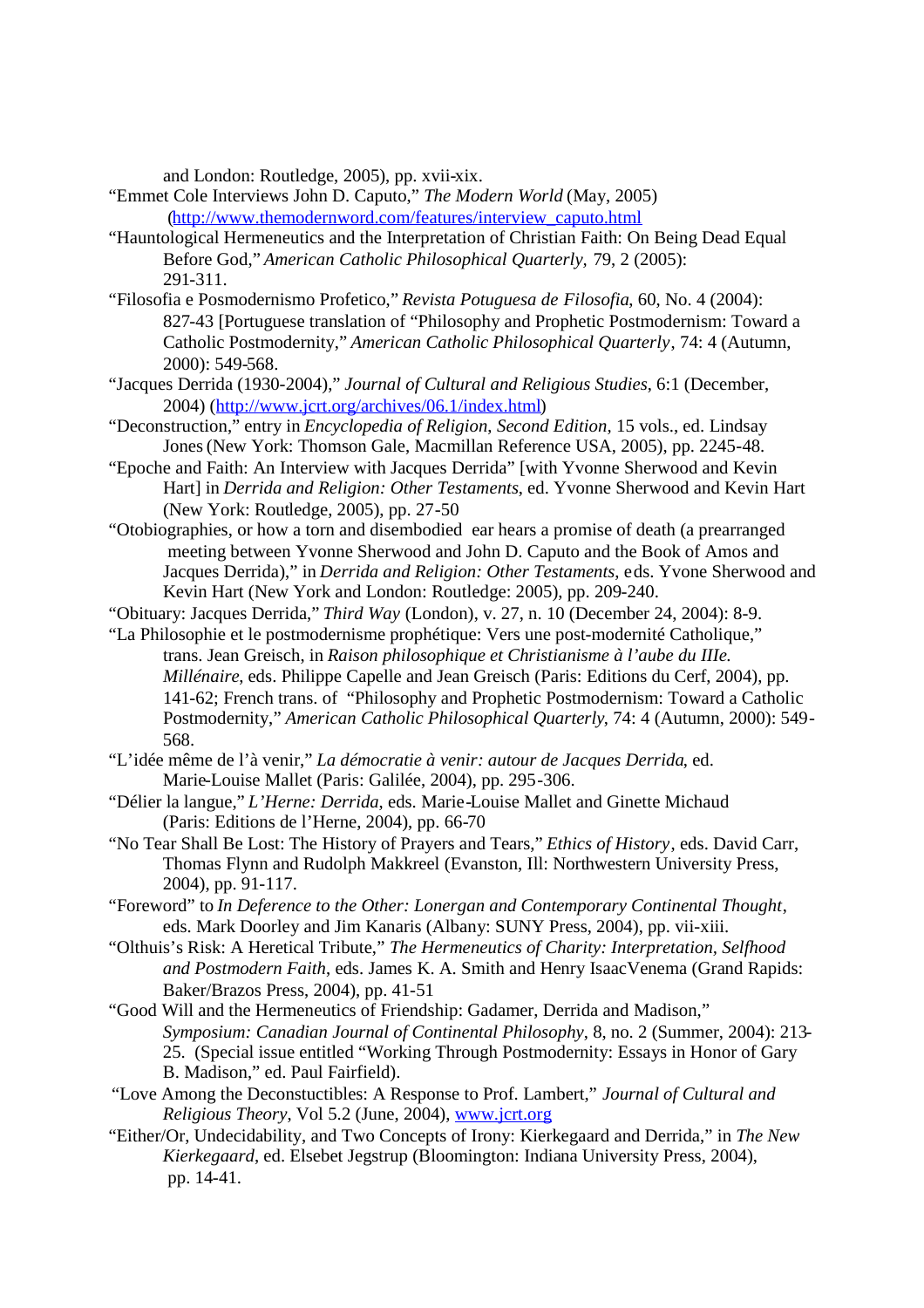and London: Routledge, 2005), pp. xvii-xix.

"Emmet Cole Interviews John D. Caputo," *The Modern World* (May, 2005) (http://www.themodernword.com/features/interview_caputo.html

"Hauntological Hermeneutics and the Interpretation of Christian Faith: On Being Dead Equal Before God," *American Catholic Philosophical Quarterly,* 79, 2 (2005): 291-311.

"Filosofia e Posmodernismo Profetico," *Revista Potuguesa de Filosofia*, 60, No. 4 (2004): 827-43 [Portuguese translation of "Philosophy and Prophetic Postmodernism: Toward a Catholic Postmodernity," *American Catholic Philosophical Quarterly*, 74: 4 (Autumn, 2000): 549-568.

"Jacques Derrida (1930-2004)," *Journal of Cultural and Religious Studies*, 6:1 (December, 2004) (http://www.jcrt.org/archives/06.1/index.html)

"Deconstruction," entry in *Encyclopedia of Religion, Second Edition,* 15 vols., ed. Lindsay Jones (New York: Thomson Gale, Macmillan Reference USA, 2005), pp. 2245-48.

"Epoche and Faith: An Interview with Jacques Derrida" [with Yvonne Sherwood and Kevin Hart] in *Derrida and Religion: Other Testaments*, ed. Yvonne Sherwood and Kevin Hart (New York: Routledge, 2005), pp. 27-50

"Otobiographies, or how a torn and disembodied ear hears a promise of death (a prearranged meeting between Yvonne Sherwood and John D. Caputo and the Book of Amos and Jacques Derrida)," in *Derrida and Religion: Other Testaments,* eds. Yvone Sherwood and Kevin Hart (New York and London: Routledge: 2005), pp. 209-240.

"Obituary: Jacques Derrida," *Third Way* (London), v. 27, n. 10 (December 24, 2004): 8-9.

"La Philosophie et le postmodernisme prophétique: Vers une post-modernité Catholique," trans. Jean Greisch, in *Raison philosophique et Christianisme à l'aube du IIIe. Millénaire*, eds. Philippe Capelle and Jean Greisch (Paris: Editions du Cerf, 2004), pp. 141-62; French trans. of "Philosophy and Prophetic Postmodernism: Toward a Catholic Postmodernity," *American Catholic Philosophical Quarterly*, 74: 4 (Autumn, 2000): 549-568.

"L'idée même de l'à venir," *La démocratie à venir: autour de Jacques Derrida*, ed. Marie-Louise Mallet (Paris: Galilée, 2004), pp. 295-306.

"Délier la langue," *L'Herne: Derrida*, eds. Marie-Louise Mallet and Ginette Michaud (Paris: Editions de l'Herne, 2004), pp. 66-70

"No Tear Shall Be Lost: The History of Prayers and Tears," *Ethics of History*, eds. David Carr, Thomas Flynn and Rudolph Makkreel (Evanston, Ill: Northwestern University Press, 2004), pp. 91-117.

"Foreword" to *In Deference to the Other: Lonergan and Contemporary Continental Thought*, eds. Mark Doorley and Jim Kanaris (Albany: SUNY Press, 2004), pp. vii-xiii.

"Olthuis's Risk: A Heretical Tribute," *The Hermeneutics of Charity: Interpretation, Selfhood and Postmodern Faith*, eds. James K. A. Smith and Henry IsaacVenema (Grand Rapids: Baker/Brazos Press, 2004), pp. 41-51

"Good Will and the Hermeneutics of Friendship: Gadamer, Derrida and Madison," *Symposium: Canadian Journal of Continental Philosophy*, 8, no. 2 (Summer, 2004): 213-25. (Special issue entitled "Working Through Postmodernity: Essays in Honor of Gary B. Madison," ed. Paul Fairfield).

"Love Among the Deconstuctibles: A Response to Prof. Lambert," *Journal of Cultural and Religious Theory*, Vol 5.2 (June, 2004), www.jcrt.org

"Either/Or, Undecidability, and Two Concepts of Irony: Kierkegaard and Derrida," in *The New Kierkegaard*, ed. Elsebet Jegstrup (Bloomington: Indiana University Press, 2004), pp. 14-41.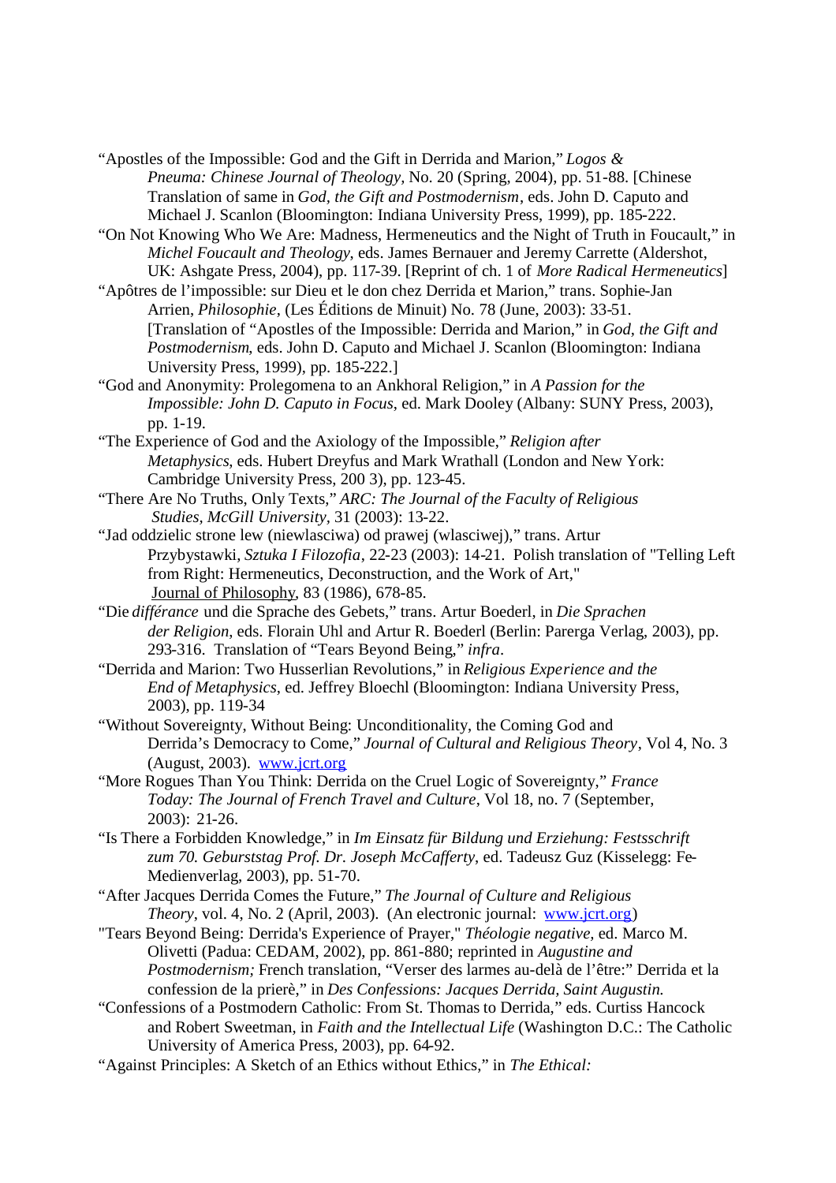"Apostles of the Impossible: God and the Gift in Derrida and Marion," *Logos & Pneuma: Chinese Journal of Theology,* No. 20 (Spring, 2004), pp. 51-88. [Chinese Translation of same in *God, the Gift and Postmodernism*, eds. John D. Caputo and Michael J. Scanlon (Bloomington: Indiana University Press, 1999), pp. 185-222.

"On Not Knowing Who We Are: Madness, Hermeneutics and the Night of Truth in Foucault," in *Michel Foucault and Theology*, eds. James Bernauer and Jeremy Carrette (Aldershot, UK: Ashgate Press, 2004), pp. 117-39. [Reprint of ch. 1 of *More Radical Hermeneutics*]

"Apôtres de l'impossible: sur Dieu et le don chez Derrida et Marion," trans. Sophie-Jan Arrien, *Philosophie*, (Les Éditions de Minuit) No. 78 (June, 2003): 33-51. [Translation of "Apostles of the Impossible: Derrida and Marion," in *God, the Gift and Postmodernism*, eds. John D. Caputo and Michael J. Scanlon (Bloomington: Indiana University Press, 1999), pp. 185-222.]

"God and Anonymity: Prolegomena to an Ankhoral Religion," in *A Passion for the Impossible: John D. Caputo in Focus*, ed. Mark Dooley (Albany: SUNY Press, 2003), pp. 1-19.

"The Experience of God and the Axiology of the Impossible," *Religion after Metaphysics*, eds. Hubert Dreyfus and Mark Wrathall (London and New York: Cambridge University Press, 200 3), pp. 123-45.

"There Are No Truths, Only Texts," *ARC: The Journal of the Faculty of Religious Studies, McGill University,* 31 (2003): 13-22.

"Jad oddzielic strone lew (niewlasciwa) od prawej (wlasciwej)," trans. Artur Przybystawki, *Sztuka I Filozofia*, 22-23 (2003): 14-21. Polish translation of "Telling Left from Right: Hermeneutics, Deconstruction, and the Work of Art," Journal of Philosophy, 83 (1986), 678-85.

"Die *différance* und die Sprache des Gebets," trans. Artur Boederl, in *Die Sprachen der Religion*, eds. Florain Uhl and Artur R. Boederl (Berlin: Parerga Verlag, 2003), pp. 293-316. Translation of "Tears Beyond Being," *infra*.

"Derrida and Marion: Two Husserlian Revolutions," in *Religious Experience and the End of Metaphysics*, ed. Jeffrey Bloechl (Bloomington: Indiana University Press, 2003), pp. 119-34

"Without Sovereignty, Without Being: Unconditionality, the Coming God and Derrida's Democracy to Come," *Journal of Cultural and Religious Theory*, Vol 4, No. 3 (August, 2003). www.jcrt.org

"More Rogues Than You Think: Derrida on the Cruel Logic of Sovereignty," *France Today: The Journal of French Travel and Culture*, Vol 18, no. 7 (September, 2003): 21-26.

"Is There a Forbidden Knowledge," in *Im Einsatz für Bildung und Erziehung: Festsschrift zum 70. Geburststag Prof. Dr. Joseph McCafferty*, ed. Tadeusz Guz (Kisselegg: Fe-Medienverlag, 2003), pp. 51-70.

"After Jacques Derrida Comes the Future," *The Journal of Culture and Religious Theory*, vol. 4, No. 2 (April, 2003). (An electronic journal: www.jcrt.org)

"Tears Beyond Being: Derrida's Experience of Prayer," *Théologie negative,* ed. Marco M. Olivetti (Padua: CEDAM, 2002), pp. 861-880; reprinted in *Augustine and Postmodernism;* French translation, "Verser des larmes au-delà de l'être:" Derrida et la confession de la prierè," in *Des Confessions: Jacques Derrida, Saint Augustin.*

"Confessions of a Postmodern Catholic: From St. Thomas to Derrida," eds. Curtiss Hancock and Robert Sweetman, in *Faith and the Intellectual Life* (Washington D.C.: The Catholic University of America Press, 2003), pp. 64-92.

"Against Principles: A Sketch of an Ethics without Ethics," in *The Ethical:*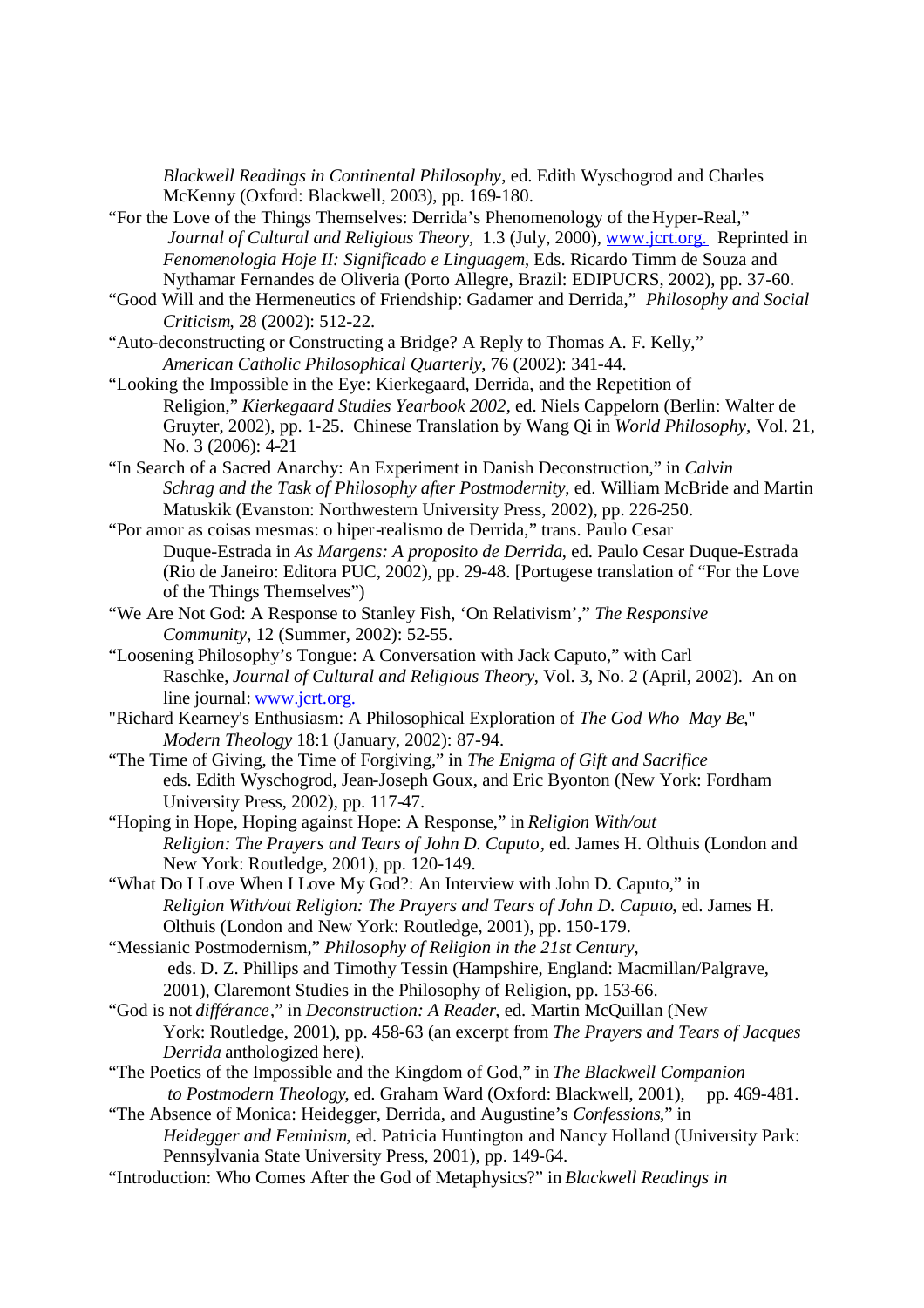*Blackwell Readings in Continental Philosophy*, ed. Edith Wyschogrod and Charles McKenny (Oxford: Blackwell, 2003), pp. 169-180.

"For the Love of the Things Themselves: Derrida's Phenomenology of the Hyper-Real," *Journal of Cultural and Religious Theory*, 1.3 (July, 2000), www.jcrt.org. Reprinted in *Fenomenologia Hoje II: Significado e Linguagem*, Eds. Ricardo Timm de Souza and Nythamar Fernandes de Oliveria (Porto Allegre, Brazil: EDIPUCRS, 2002), pp. 37-60.

"Good Will and the Hermeneutics of Friendship: Gadamer and Derrida," *Philosophy and Social Criticism*, 28 (2002): 512-22.

"Auto-deconstructing or Constructing a Bridge? A Reply to Thomas A. F. Kelly," *American Catholic Philosophical Quarterly*, 76 (2002): 341-44.

"Looking the Impossible in the Eye: Kierkegaard, Derrida, and the Repetition of Religion," *Kierkegaard Studies Yearbook 2002*, ed. Niels Cappelorn (Berlin: Walter de Gruyter, 2002), pp. 1-25. Chinese Translation by Wang Qi in *World Philosophy*, Vol. 21, No. 3 (2006): 4-21

"In Search of a Sacred Anarchy: An Experiment in Danish Deconstruction," in *Calvin Schrag and the Task of Philosophy after Postmodernity*, ed. William McBride and Martin Matuskik (Evanston: Northwestern University Press, 2002), pp. 226-250.

"Por amor as coisas mesmas: o hiper-realismo de Derrida," trans. Paulo Cesar Duque-Estrada in *As Margens: A proposito de Derrida*, ed. Paulo Cesar Duque-Estrada (Rio de Janeiro: Editora PUC, 2002), pp. 29-48. [Portugese translation of "For the Love of the Things Themselves")

"We Are Not God: A Response to Stanley Fish, 'On Relativism'," *The Responsive Community*, 12 (Summer, 2002): 52-55.

"Loosening Philosophy's Tongue: A Conversation with Jack Caputo," with Carl Raschke, *Journal of Cultural and Religious Theory*, Vol. 3, No. 2 (April, 2002). An on line journal: www.jcrt.org.

"Richard Kearney's Enthusiasm: A Philosophical Exploration of *The God Who May Be*," *Modern Theology* 18:1 (January, 2002): 87-94.

"The Time of Giving, the Time of Forgiving," in *The Enigma of Gift and Sacrifice* eds. Edith Wyschogrod, Jean-Joseph Goux, and Eric Byonton (New York: Fordham University Press, 2002), pp. 117-47.

"Hoping in Hope, Hoping against Hope: A Response," in *Religion With/out Religion: The Prayers and Tears of John D. Caputo*, ed. James H. Olthuis (London and New York: Routledge, 2001), pp. 120-149.

"What Do I Love When I Love My God?: An Interview with John D. Caputo," in *Religion With/out Religion: The Prayers and Tears of John D. Caputo*, ed. James H. Olthuis (London and New York: Routledge, 2001), pp. 150-179.

"Messianic Postmodernism," *Philosophy of Religion in the 21st Century*, eds. D. Z. Phillips and Timothy Tessin (Hampshire, England: Macmillan/Palgrave, 2001), Claremont Studies in the Philosophy of Religion, pp. 153-66.

"God is not *différance*," in *Deconstruction: A Reader*, ed. Martin McQuillan (New York: Routledge, 2001), pp. 458-63 (an excerpt from *The Prayers and Tears of Jacques Derrida* anthologized here).

"The Poetics of the Impossible and the Kingdom of God," in *The Blackwell Companion to Postmodern Theology*, ed. Graham Ward (Oxford: Blackwell, 2001), pp. 469-481.

"The Absence of Monica: Heidegger, Derrida, and Augustine's *Confessions*," in *Heidegger and Feminism*, ed. Patricia Huntington and Nancy Holland (University Park: Pennsylvania State University Press, 2001), pp. 149-64.

"Introduction: Who Comes After the God of Metaphysics?" in *Blackwell Readings in*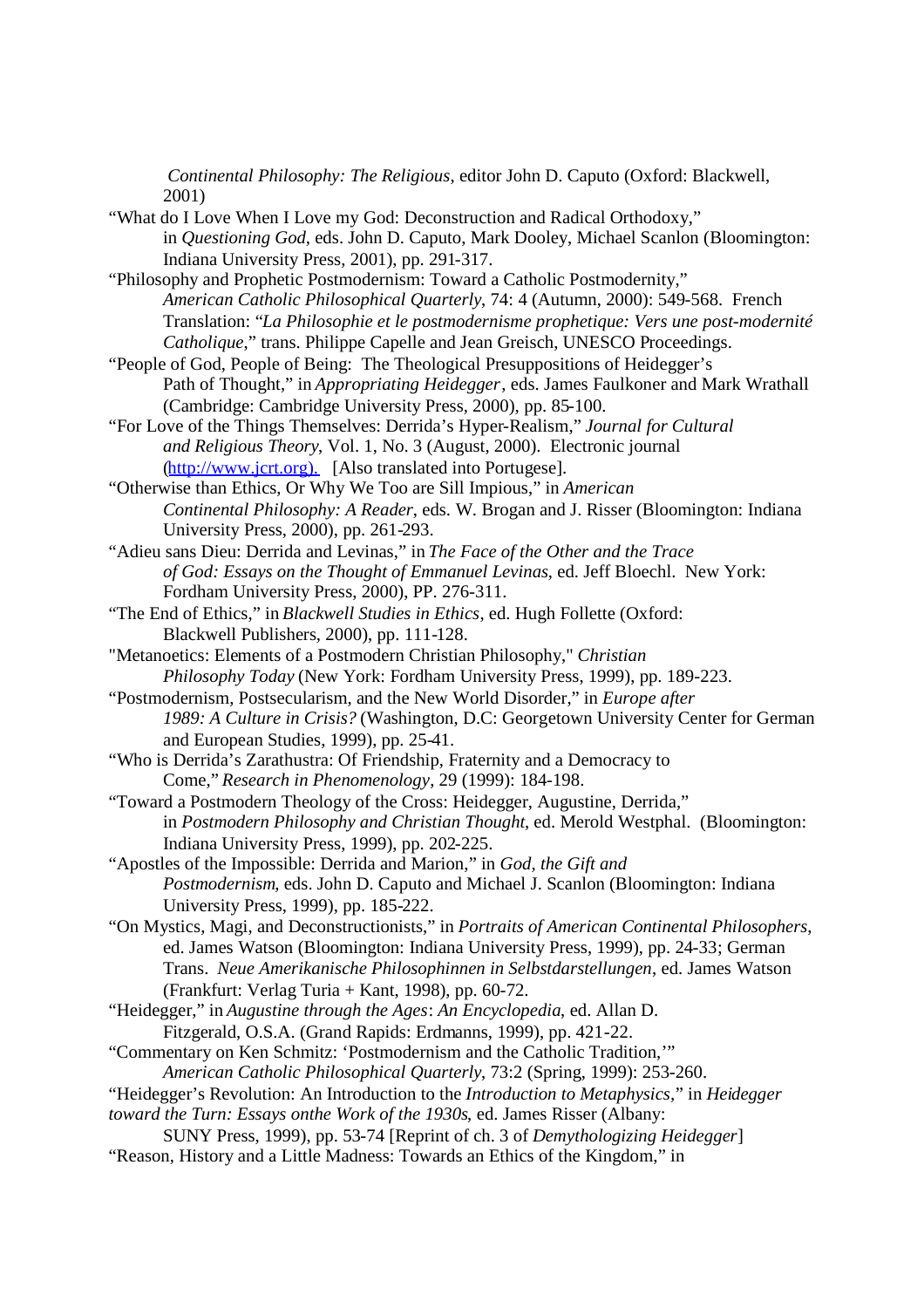*Continental Philosophy: The Religious*, editor John D. Caputo (Oxford: Blackwell, 2001)

"What do I Love When I Love my God: Deconstruction and Radical Orthodoxy," in *Questioning God*, eds. John D. Caputo, Mark Dooley, Michael Scanlon (Bloomington: Indiana University Press, 2001), pp. 291-317.

"Philosophy and Prophetic Postmodernism: Toward a Catholic Postmodernity," *American Catholic Philosophical Quarterly*, 74: 4 (Autumn, 2000): 549-568. French Translation: "*La Philosophie et le postmodernisme prophetique: Vers une post-modernité Catholique*," trans. Philippe Capelle and Jean Greisch, UNESCO Proceedings.

"People of God, People of Being: The Theological Presuppositions of Heidegger's Path of Thought," in *Appropriating Heidegger*, eds. James Faulkoner and Mark Wrathall (Cambridge: Cambridge University Press, 2000), pp. 85-100.

"For Love of the Things Themselves: Derrida's Hyper-Realism," *Journal for Cultural and Religious Theory*, Vol. 1, No. 3 (August, 2000). Electronic journal (http://www.jcrt.org). [Also translated into Portugese].

"Otherwise than Ethics, Or Why We Too are Sill Impious," in *American Continental Philosophy: A Reader*, eds. W. Brogan and J. Risser (Bloomington: Indiana University Press, 2000), pp. 261-293.

"Adieu sans Dieu: Derrida and Levinas," in *The Face of the Other and the Trace of God: Essays on the Thought of Emmanuel Levinas*, ed. Jeff Bloechl. New York: Fordham University Press, 2000), PP. 276-311.

"The End of Ethics," in *Blackwell Studies in Ethics*, ed. Hugh Follette (Oxford: Blackwell Publishers, 2000), pp. 111-128.

"Metanoetics: Elements of a Postmodern Christian Philosophy," *Christian Philosophy Today* (New York: Fordham University Press, 1999), pp. 189-223.

"Postmodernism, Postsecularism, and the New World Disorder," in *Europe after 1989: A Culture in Crisis?* (Washington, D.C: Georgetown University Center for German and European Studies, 1999), pp. 25-41.

"Who is Derrida's Zarathustra: Of Friendship, Fraternity and a Democracy to Come," *Research in Phenomenology*, 29 (1999): 184-198.

"Toward a Postmodern Theology of the Cross: Heidegger, Augustine, Derrida," in *Postmodern Philosophy and Christian Thought*, ed. Merold Westphal. (Bloomington: Indiana University Press, 1999), pp. 202-225.

"Apostles of the Impossible: Derrida and Marion," in *God, the Gift and Postmodernism*, eds. John D. Caputo and Michael J. Scanlon (Bloomington: Indiana University Press, 1999), pp. 185-222.

"On Mystics, Magi, and Deconstructionists," in *Portraits of American Continental Philosophers*, ed. James Watson (Bloomington: Indiana University Press, 1999), pp. 24-33; German Trans. *Neue Amerikanische Philosophinnen in Selbstdarstellungen*, ed. James Watson (Frankfurt: Verlag Turia + Kant, 1998), pp. 60-72.

"Heidegger," in *Augustine through the Ages*: *An Encyclopedia*, ed. Allan D. Fitzgerald, O.S.A. (Grand Rapids: Erdmanns, 1999), pp. 421-22.

"Commentary on Ken Schmitz: 'Postmodernism and the Catholic Tradition,'" *American Catholic Philosophical Quarterly*, 73:2 (Spring, 1999): 253-260.

"Heidegger's Revolution: An Introduction to the *Introduction to Metaphysics*," in *Heidegger toward the Turn: Essays onthe Work of the 1930s*, ed. James Risser (Albany: SUNY Press, 1999), pp. 53-74 [Reprint of ch. 3 of *Demythologizing Heidegger*]

"Reason, History and a Little Madness: Towards an Ethics of the Kingdom," in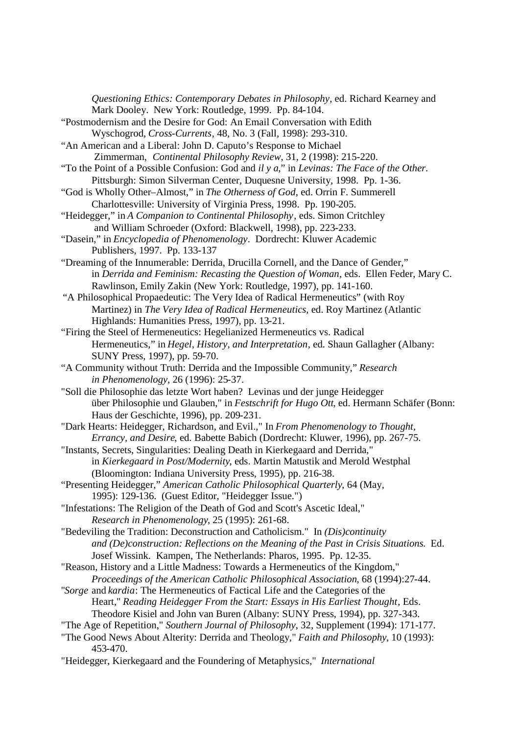*Questioning Ethics: Contemporary Debates in Philosophy*, ed. Richard Kearney and Mark Dooley. New York: Routledge, 1999. Pp. 84-104.

"Postmodernism and the Desire for God: An Email Conversation with Edith Wyschogrod, *Cross-Currents*, 48, No. 3 (Fall, 1998): 293-310.

"An American and a Liberal: John D. Caputo's Response to Michael Zimmerman, *Continental Philosophy Review*, 31, 2 (1998): 215-220.

"To the Point of a Possible Confusion: God and *il y a*," in *Levinas: The Face of the Other.* Pittsburgh: Simon Silverman Center, Duquesne University, 1998. Pp. 1-36.

"God is Wholly Other–Almost," in *The Otherness of God*, ed. Orrin F. Summerell Charlottesville: University of Virginia Press, 1998. Pp. 190-205.

"Heidegger," in *A Companion to Continental Philosophy*, eds. Simon Critchley and William Schroeder (Oxford: Blackwell, 1998), pp. 223-233.

"Dasein," in *Encyclopedia of Phenomenology*. Dordrecht: Kluwer Academic Publishers, 1997. Pp. 133-137

"Dreaming of the Innumerable: Derrida, Drucilla Cornell, and the Dance of Gender," in *Derrida and Feminism: Recasting the Question of Woman*, eds. Ellen Feder, Mary C. Rawlinson, Emily Zakin (New York: Routledge, 1997), pp. 141-160.

"A Philosophical Propaedeutic: The Very Idea of Radical Hermeneutics" (with Roy Martinez) in *The Very Idea of Radical Hermeneutics*, ed. Roy Martinez (Atlantic Highlands: Humanities Press, 1997), pp. 13-21.

"Firing the Steel of Hermeneutics: Hegelianized Hermeneutics vs. Radical Hermeneutics," in *Hegel, History, and Interpretation*, ed. Shaun Gallagher (Albany: SUNY Press, 1997), pp. 59-70.

"A Community without Truth: Derrida and the Impossible Community," *Research in Phenomenology*, 26 (1996): 25-37.

"Soll die Philosophie das letzte Wort haben? Levinas und der junge Heidegger über Philosophie und Glauben," in *Festschrift for Hugo Ott*, ed. Hermann Schäfer (Bonn: Haus der Geschichte, 1996), pp. 209-231.

"Dark Hearts: Heidegger, Richardson, and Evil.," In *From Phenomenology to Thought, Errancy, and Desire*, ed. Babette Babich (Dordrecht: Kluwer, 1996), pp. 267-75.

"Instants, Secrets, Singularities: Dealing Death in Kierkegaard and Derrida," in *Kierkegaard in Post/Modernity*, eds. Martin Matustik and Merold Westphal (Bloomington: Indiana University Press, 1995), pp. 216-38.

"Presenting Heidegger," *American Catholic Philosophical Quarterly*, 64 (May, 1995): 129-136. (Guest Editor, "Heidegger Issue.")

"Infestations: The Religion of the Death of God and Scott's Ascetic Ideal," *Research in Phenomenology*, 25 (1995): 261-68.

"Bedeviling the Tradition: Deconstruction and Catholicism." In *(Dis)continuity and (De)construction: Reflections on the Meaning of the Past in Crisis Situations.* Ed. Josef Wissink. Kampen, The Netherlands: Pharos, 1995. Pp. 12-35.

"Reason, History and a Little Madness: Towards a Hermeneutics of the Kingdom," *Proceedings of the American Catholic Philosophical Association*, 68 (1994):27-44.

"*Sorge* and *kardia*: The Hermeneutics of Factical Life and the Categories of the Heart," *Reading Heidegger From the Start: Essays in His Earliest Thought*, Eds. Theodore Kisiel and John van Buren (Albany: SUNY Press, 1994), pp. 327-343.

"The Age of Repetition," *Southern Journal of Philosophy*, 32, Supplement (1994): 171-177.

"The Good News About Alterity: Derrida and Theology," *Faith and Philosophy*, 10 (1993): 453-470.

"Heidegger, Kierkegaard and the Foundering of Metaphysics," *International*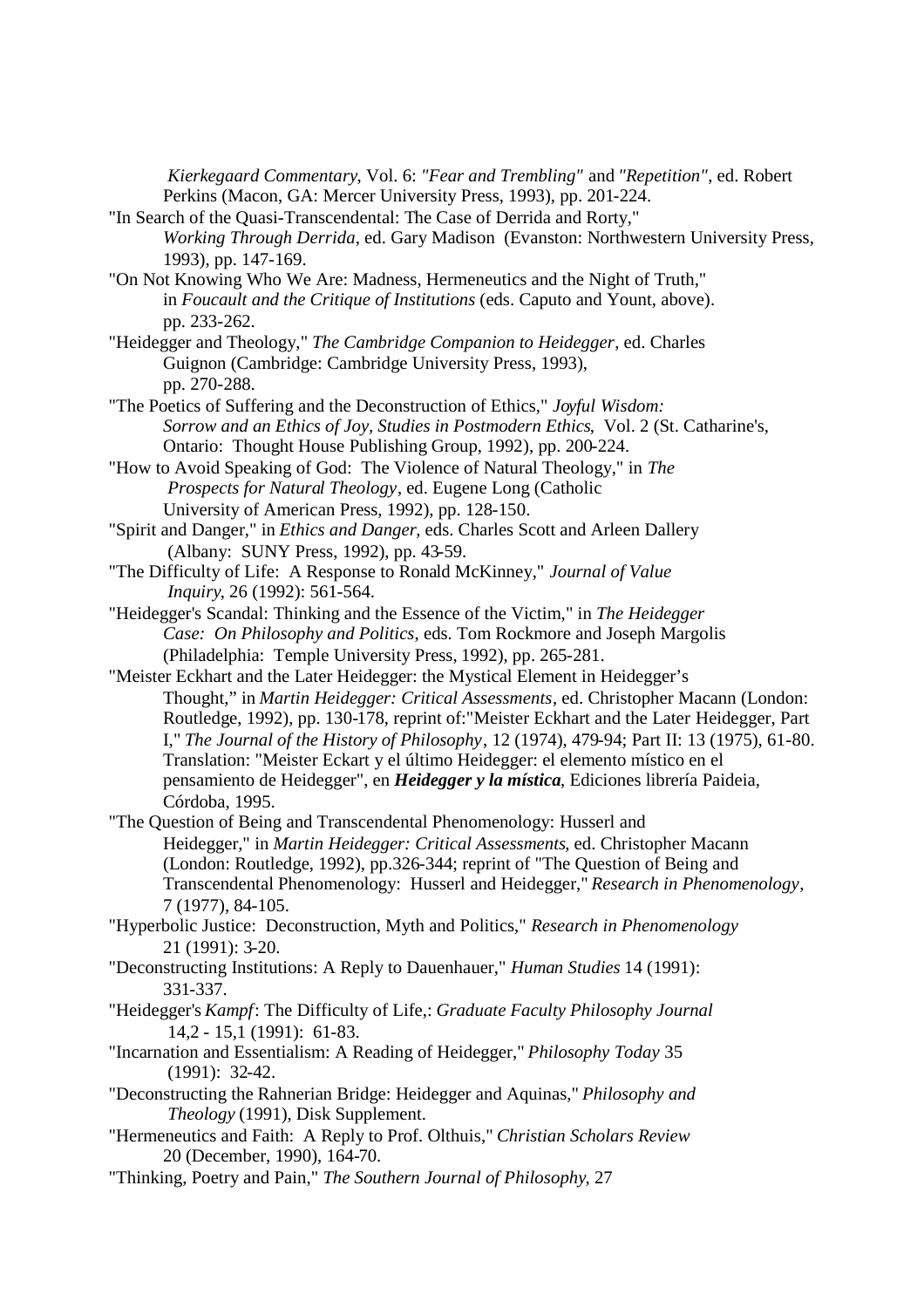*Kierkegaard Commentary*, Vol. 6: *"Fear and Trembling"* and *"Repetition"*, ed. Robert Perkins (Macon, GA: Mercer University Press, 1993), pp. 201-224.

"In Search of the Quasi-Transcendental: The Case of Derrida and Rorty," *Working Through Derrida*, ed. Gary Madison (Evanston: Northwestern University Press, 1993), pp. 147-169.

"On Not Knowing Who We Are: Madness, Hermeneutics and the Night of Truth," in *Foucault and the Critique of Institutions* (eds. Caputo and Yount, above). pp. 233-262.

"Heidegger and Theology," *The Cambridge Companion to Heidegger*, ed. Charles Guignon (Cambridge: Cambridge University Press, 1993), pp. 270-288.

"The Poetics of Suffering and the Deconstruction of Ethics," *Joyful Wisdom: Sorrow and an Ethics of Joy, Studies in Postmodern Ethics*, Vol. 2 (St. Catharine's, Ontario: Thought House Publishing Group, 1992), pp. 200-224.

"How to Avoid Speaking of God: The Violence of Natural Theology," in *The Prospects for Natural Theology*, ed. Eugene Long (Catholic University of American Press, 1992), pp. 128-150.

"Spirit and Danger," in *Ethics and Danger*, eds. Charles Scott and Arleen Dallery (Albany: SUNY Press, 1992), pp. 43-59.

"The Difficulty of Life: A Response to Ronald McKinney," *Journal of Value Inquiry*, 26 (1992): 561-564.

"Heidegger's Scandal: Thinking and the Essence of the Victim," in *The Heidegger Case: On Philosophy and Politics*, eds. Tom Rockmore and Joseph Margolis (Philadelphia: Temple University Press, 1992), pp. 265-281.

"Meister Eckhart and the Later Heidegger: the Mystical Element in Heidegger's Thought," in *Martin Heidegger: Critical Assessments*, ed. Christopher Macann (London: Routledge, 1992), pp. 130-178, reprint of:"Meister Eckhart and the Later Heidegger, Part I," *The Journal of the History of Philosophy*, 12 (1974), 479-94; Part II: 13 (1975), 61-80. Translation: "Meister Eckart y el último Heidegger: el elemento místico en el pensamiento de Heidegger", en ***Heidegger y la mística***, Ediciones librería Paideia, Córdoba, 1995.

"The Question of Being and Transcendental Phenomenology: Husserl and Heidegger," in *Martin Heidegger: Critical Assessments*, ed. Christopher Macann (London: Routledge, 1992), pp.326-344; reprint of "The Question of Being and Transcendental Phenomenology: Husserl and Heidegger," *Research in Phenomenology*, 7 (1977), 84-105.

"Hyperbolic Justice: Deconstruction, Myth and Politics," *Research in Phenomenology* 21 (1991): 3-20.

"Deconstructing Institutions: A Reply to Dauenhauer," *Human Studies* 14 (1991): 331-337.

"Heidegger's *Kampf*: The Difficulty of Life,: *Graduate Faculty Philosophy Journal* 14,2 - 15,1 (1991): 61-83.

"Incarnation and Essentialism: A Reading of Heidegger," *Philosophy Today* 35 (1991): 32-42.

"Deconstructing the Rahnerian Bridge: Heidegger and Aquinas," *Philosophy and Theology* (1991), Disk Supplement.

"Hermeneutics and Faith: A Reply to Prof. Olthuis," *Christian Scholars Review* 20 (December, 1990), 164-70.

"Thinking, Poetry and Pain," *The Southern Journal of Philosophy*, 27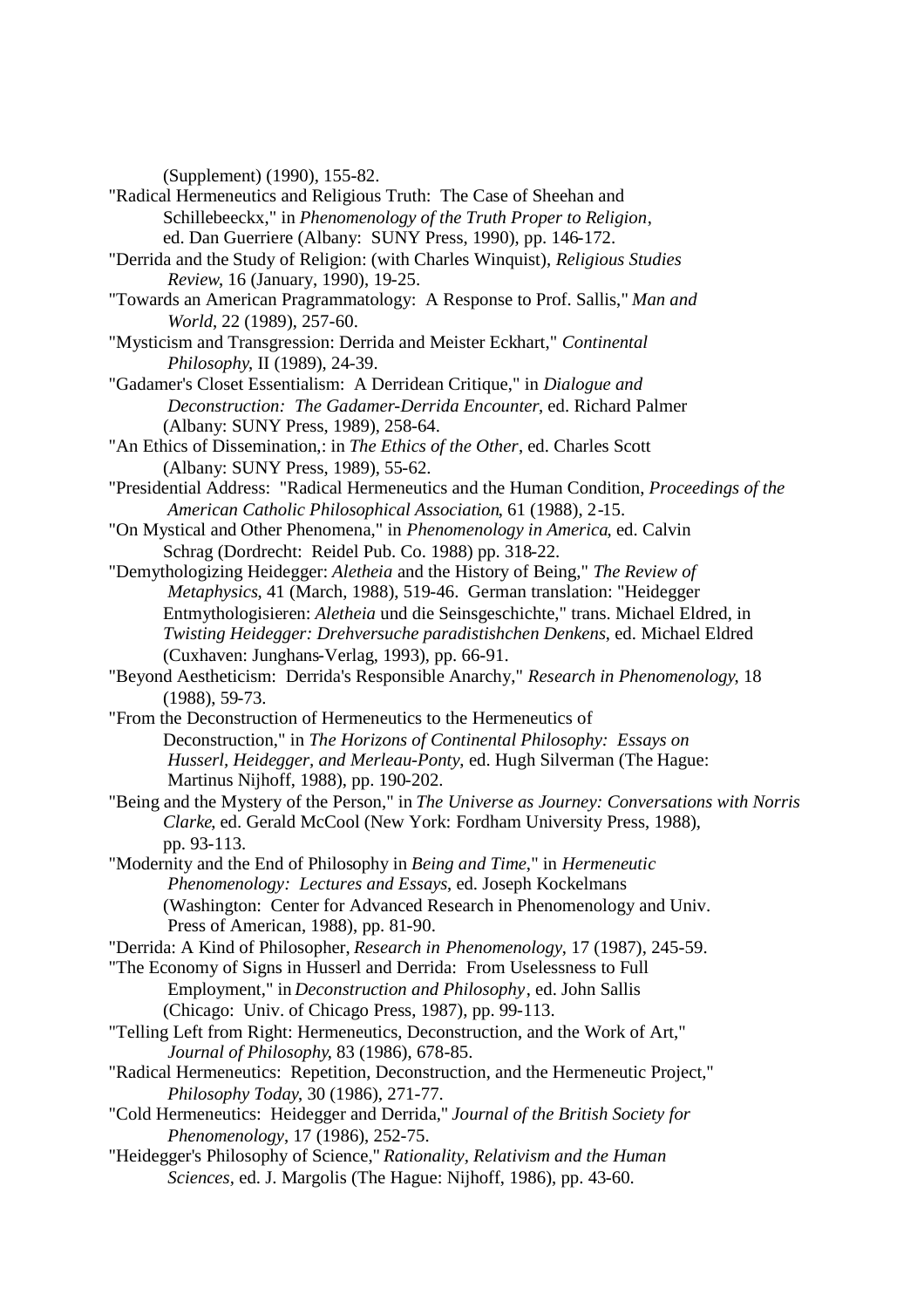(Supplement) (1990), 155-82.

"Radical Hermeneutics and Religious Truth: The Case of Sheehan and Schillebeeckx," in *Phenomenology of the Truth Proper to Religion*, ed. Dan Guerriere (Albany: SUNY Press, 1990), pp. 146-172.

"Derrida and the Study of Religion: (with Charles Winquist), *Religious Studies Review*, 16 (January, 1990), 19-25.

"Towards an American Pragrammatology: A Response to Prof. Sallis," *Man and World*, 22 (1989), 257-60.

"Mysticism and Transgression: Derrida and Meister Eckhart," *Continental Philosophy*, II (1989), 24-39.

"Gadamer's Closet Essentialism: A Derridean Critique," in *Dialogue and Deconstruction: The Gadamer-Derrida Encounter*, ed. Richard Palmer (Albany: SUNY Press, 1989), 258-64.

"An Ethics of Dissemination,: in *The Ethics of the Other*, ed. Charles Scott (Albany: SUNY Press, 1989), 55-62.

"Presidential Address: "Radical Hermeneutics and the Human Condition, *Proceedings of the American Catholic Philosophical Association*, 61 (1988), 2-15.

"On Mystical and Other Phenomena," in *Phenomenology in America*, ed. Calvin Schrag (Dordrecht: Reidel Pub. Co. 1988) pp. 318-22.

"Demythologizing Heidegger: *Aletheia* and the History of Being," *The Review of Metaphysics*, 41 (March, 1988), 519-46. German translation: "Heidegger Entmythologisieren: *Aletheia* und die Seinsgeschichte," trans. Michael Eldred, in *Twisting Heidegger: Drehversuche paradistishchen Denkens*, ed. Michael Eldred (Cuxhaven: Junghans-Verlag, 1993), pp. 66-91.

"Beyond Aestheticism: Derrida's Responsible Anarchy," *Research in Phenomenology*, 18 (1988), 59-73.

"From the Deconstruction of Hermeneutics to the Hermeneutics of Deconstruction," in *The Horizons of Continental Philosophy: Essays on Husserl, Heidegger, and Merleau-Ponty*, ed. Hugh Silverman (The Hague: Martinus Nijhoff, 1988), pp. 190-202.

"Being and the Mystery of the Person," in *The Universe as Journey: Conversations with Norris Clarke*, ed. Gerald McCool (New York: Fordham University Press, 1988), pp. 93-113.

"Modernity and the End of Philosophy in *Being and Time*," in *Hermeneutic Phenomenology: Lectures and Essays*, ed. Joseph Kockelmans (Washington: Center for Advanced Research in Phenomenology and Univ. Press of American, 1988), pp. 81-90.

"Derrida: A Kind of Philosopher, *Research in Phenomenology*, 17 (1987), 245-59.

"The Economy of Signs in Husserl and Derrida: From Uselessness to Full Employment," in *Deconstruction and Philosophy*, ed. John Sallis (Chicago: Univ. of Chicago Press, 1987), pp. 99-113.

"Telling Left from Right: Hermeneutics, Deconstruction, and the Work of Art," *Journal of Philosophy*, 83 (1986), 678-85.

"Radical Hermeneutics: Repetition, Deconstruction, and the Hermeneutic Project," *Philosophy Today*, 30 (1986), 271-77.

"Cold Hermeneutics: Heidegger and Derrida," *Journal of the British Society for Phenomenology*, 17 (1986), 252-75.

"Heidegger's Philosophy of Science," *Rationality, Relativism and the Human Sciences*, ed. J. Margolis (The Hague: Nijhoff, 1986), pp. 43-60.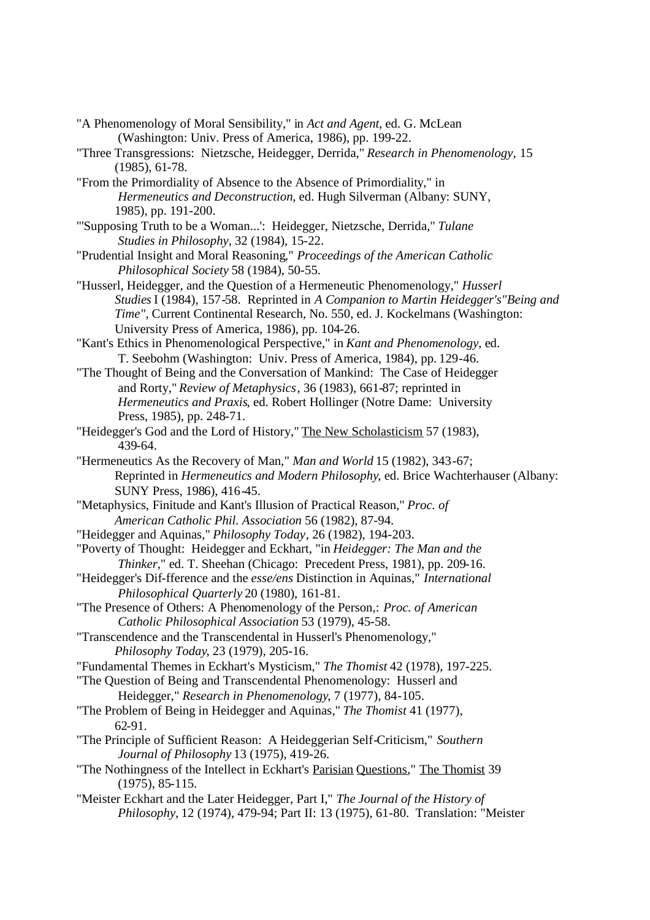"A Phenomenology of Moral Sensibility," in *Act and Agent*, ed. G. McLean (Washington: Univ. Press of America, 1986), pp. 199-22.

"Three Transgressions: Nietzsche, Heidegger, Derrida," *Research in Phenomenology*, 15 (1985), 61-78.

"From the Primordiality of Absence to the Absence of Primordiality," in *Hermeneutics and Deconstruction*, ed. Hugh Silverman (Albany: SUNY, 1985), pp. 191-200.

"'Supposing Truth to be a Woman...': Heidegger, Nietzsche, Derrida," *Tulane Studies in Philosophy*, 32 (1984), 15-22.

"Prudential Insight and Moral Reasoning," *Proceedings of the American Catholic Philosophical Society* 58 (1984), 50-55.

"Husserl, Heidegger, and the Question of a Hermeneutic Phenomenology," *Husserl Studies* I (1984), 157-58. Reprinted in *A Companion to Martin Heidegger's"Being and Time"*, Current Continental Research, No. 550, ed. J. Kockelmans (Washington: University Press of America, 1986), pp. 104-26.

"Kant's Ethics in Phenomenological Perspective," in *Kant and Phenomenology*, ed. T. Seebohm (Washington: Univ. Press of America, 1984), pp. 129-46.

"The Thought of Being and the Conversation of Mankind: The Case of Heidegger and Rorty," *Review of Metaphysics*, 36 (1983), 661-87; reprinted in *Hermeneutics and Praxis*, ed. Robert Hollinger (Notre Dame: University Press, 1985), pp. 248-71.

"Heidegger's God and the Lord of History," The New Scholasticism 57 (1983), 439-64.

"Hermeneutics As the Recovery of Man," *Man and World* 15 (1982), 343-67; Reprinted in *Hermeneutics and Modern Philosophy*, ed. Brice Wachterhauser (Albany: SUNY Press, 1986), 416-45.

"Metaphysics, Finitude and Kant's Illusion of Practical Reason," *Proc. of American Catholic Phil. Association* 56 (1982), 87-94.

"Heidegger and Aquinas," *Philosophy Today*, 26 (1982), 194-203.

"Poverty of Thought: Heidegger and Eckhart, "in *Heidegger: The Man and the Thinker*," ed. T. Sheehan (Chicago: Precedent Press, 1981), pp. 209-16.

"Heidegger's Dif-fference and the *esse/ens* Distinction in Aquinas," *International Philosophical Quarterly* 20 (1980), 161-81.

"The Presence of Others: A Phenomenology of the Person,: *Proc. of American Catholic Philosophical Association* 53 (1979), 45-58.

"Transcendence and the Transcendental in Husserl's Phenomenology," *Philosophy Today*, 23 (1979), 205-16.

"Fundamental Themes in Eckhart's Mysticism," *The Thomist* 42 (1978), 197-225.

"The Question of Being and Transcendental Phenomenology: Husserl and Heidegger," *Research in Phenomenology*, 7 (1977), 84-105.

"The Problem of Being in Heidegger and Aquinas," *The Thomist* 41 (1977), 62-91.

"The Principle of Sufficient Reason: A Heideggerian Self-Criticism," *Southern Journal of Philosophy* 13 (1975), 419-26.

"The Nothingness of the Intellect in Eckhart's Parisian Questions," The Thomist 39 (1975), 85-115.

"Meister Eckhart and the Later Heidegger, Part I," *The Journal of the History of Philosophy*, 12 (1974), 479-94; Part II: 13 (1975), 61-80. Translation: "Meister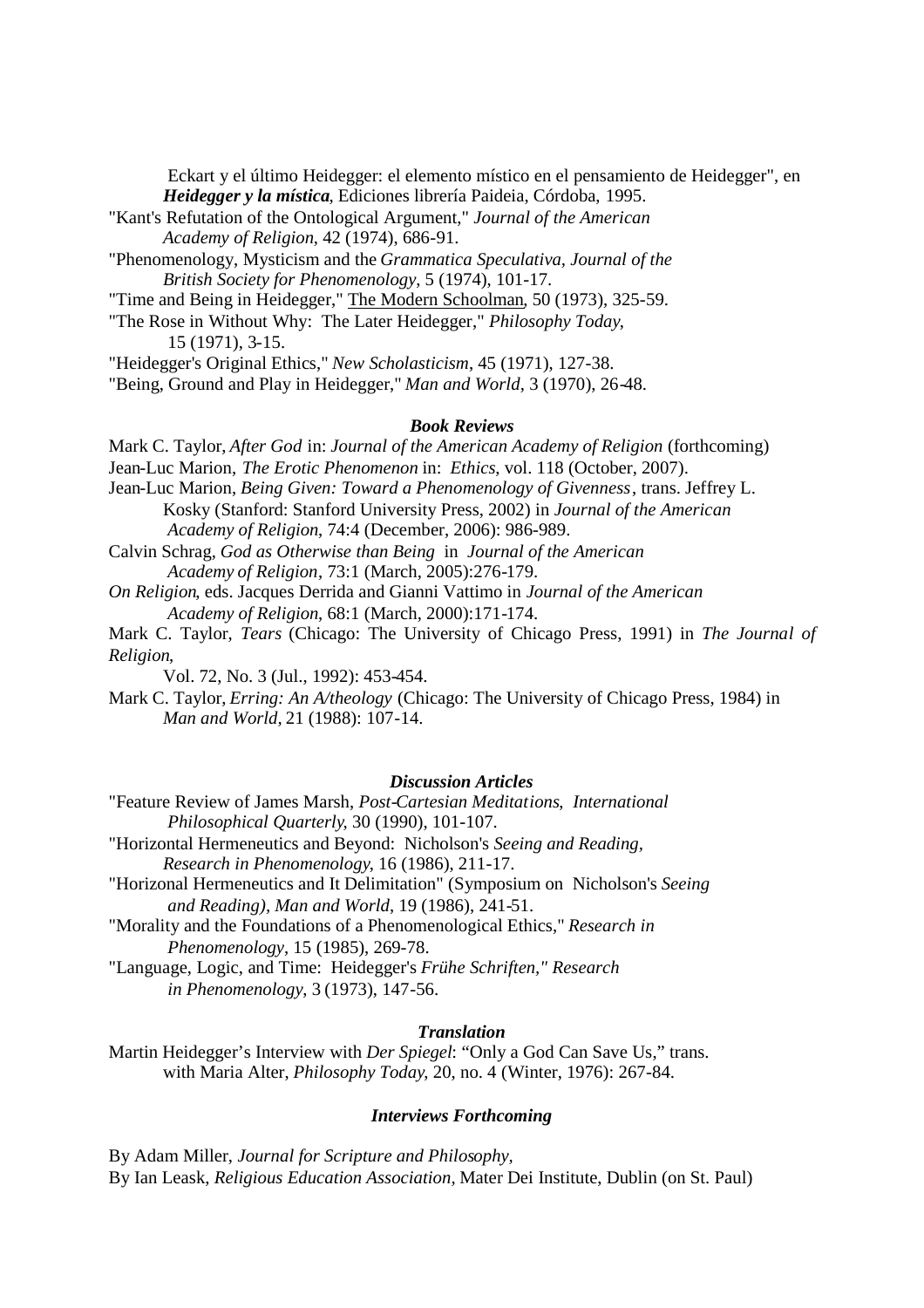Eckart y el último Heidegger: el elemento místico en el pensamiento de Heidegger", en ***Heidegger y la mística***, Ediciones librería Paideia, Córdoba, 1995.

"Kant's Refutation of the Ontological Argument," *Journal of the American Academy of Religion*, 42 (1974), 686-91.

"Phenomenology, Mysticism and the *Grammatica Speculativa*, *Journal of the British Society for Phenomenology*, 5 (1974), 101-17.

"Time and Being in Heidegger," The Modern Schoolman, 50 (1973), 325-59.

"The Rose in Without Why: The Later Heidegger," *Philosophy Today*, 15 (1971), 3-15.

"Heidegger's Original Ethics," *New Scholasticism*, 45 (1971), 127-38.

"Being, Ground and Play in Heidegger," *Man and World*, 3 (1970), 26-48.

### *Book Reviews*

Mark C. Taylor, *After God* in: *Journal of the American Academy of Religion* (forthcoming)

Jean-Luc Marion, *The Erotic Phenomenon* in: *Ethics*, vol. 118 (October, 2007).

Jean-Luc Marion, *Being Given: Toward a Phenomenology of Givenness*, trans. Jeffrey L. Kosky (Stanford: Stanford University Press, 2002) in *Journal of the American Academy of Religion*, 74:4 (December, 2006): 986-989.

Calvin Schrag, *God as Otherwise than Being* in *Journal of the American Academy of Religion*, 73:1 (March, 2005):276-179.

*On Religion*, eds. Jacques Derrida and Gianni Vattimo in *Journal of the American Academy of Religion*, 68:1 (March, 2000):171-174.

Mark C. Taylor, *Tears* (Chicago: The University of Chicago Press, 1991) in *The Journal of Religion*, Vol. 72, No. 3 (Jul., 1992): 453-454.

Mark C. Taylor, *Erring: An A/theology* (Chicago: The University of Chicago Press, 1984) in *Man and World*, 21 (1988): 107-14.

### *Discussion Articles*

"Feature Review of James Marsh, *Post-Cartesian Meditations*, *International Philosophical Quarterly*, 30 (1990), 101-107.

"Horizontal Hermeneutics and Beyond: Nicholson's *Seeing and Reading*, *Research in Phenomenology*, 16 (1986), 211-17.

"Horizonal Hermeneutics and It Delimitation" (Symposium on Nicholson's *Seeing and Reading)*, *Man and World*, 19 (1986), 241-51.

"Morality and the Foundations of a Phenomenological Ethics," *Research in Phenomenology*, 15 (1985), 269-78.

"Language, Logic, and Time: Heidegger's *Frühe Schriften," Research in Phenomenology*, 3 (1973), 147-56.

### *Translation*

Martin Heidegger's Interview with *Der Spiegel*: "Only a God Can Save Us," trans. with Maria Alter, *Philosophy Today*, 20, no. 4 (Winter, 1976): 267-84.

### *Interviews Forthcoming*

By Adam Miller, *Journal for Scripture and Philosophy*,

By Ian Leask, *Religious Education Association*, Mater Dei Institute, Dublin (on St. Paul)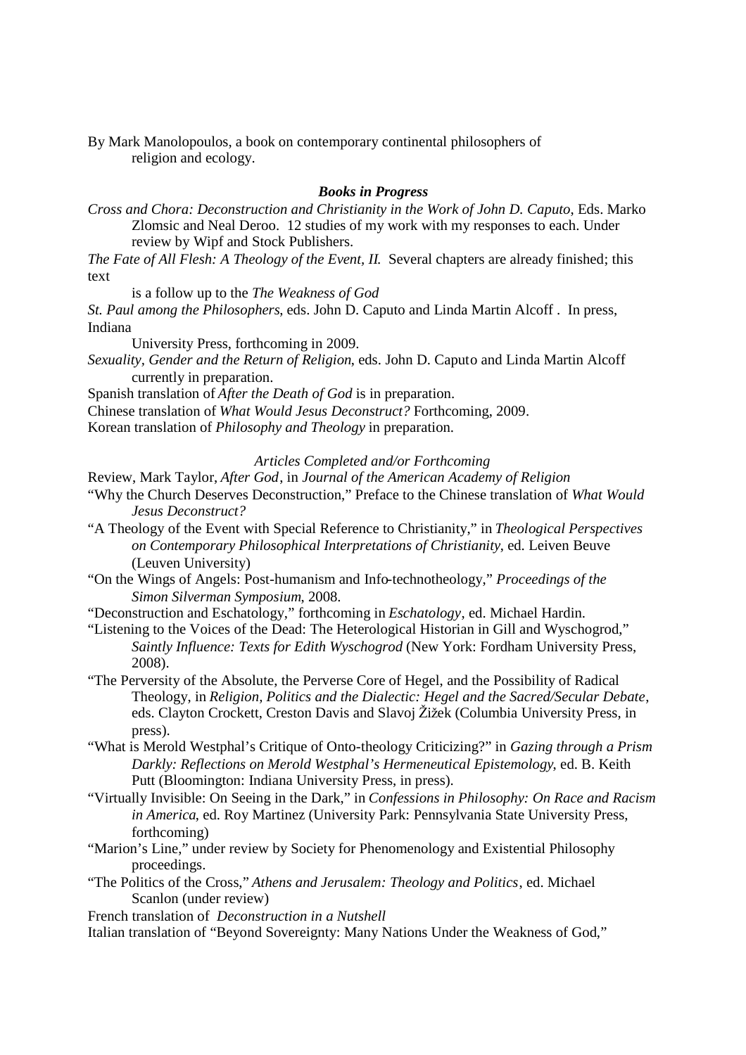By Mark Manolopoulos, a book on contemporary continental philosophers of religion and ecology.

***Books in Progress***

*Cross and Chora: Deconstruction and Christianity in the Work of John D. Caputo*, Eds. Marko Zlomsic and Neal Deroo. 12 studies of my work with my responses to each. Under review by Wipf and Stock Publishers.

*The Fate of All Flesh: A Theology of the Event, II.* Several chapters are already finished; this text is a follow up to the *The Weakness of God*

*St. Paul among the Philosophers*, eds. John D. Caputo and Linda Martin Alcoff . In press, Indiana University Press, forthcoming in 2009.

*Sexuality, Gender and the Return of Religion*, eds. John D. Caputo and Linda Martin Alcoff currently in preparation.

Spanish translation of *After the Death of God* is in preparation.

Chinese translation of *What Would Jesus Deconstruct?* Forthcoming, 2009.

Korean translation of *Philosophy and Theology* in preparation.

*Articles Completed and/or Forthcoming*

Review, Mark Taylor, *After God*, in *Journal of the American Academy of Religion*

"Why the Church Deserves Deconstruction," Preface to the Chinese translation of *What Would Jesus Deconstruct?*

"A Theology of the Event with Special Reference to Christianity," in *Theological Perspectives on Contemporary Philosophical Interpretations of Christianity*, ed. Leiven Beuve (Leuven University)

"On the Wings of Angels: Post-humanism and Info-technotheology," *Proceedings of the Simon Silverman Symposium*, 2008.

"Deconstruction and Eschatology," forthcoming in *Eschatology*, ed. Michael Hardin.

"Listening to the Voices of the Dead: The Heterological Historian in Gill and Wyschogrod," *Saintly Influence: Texts for Edith Wyschogrod* (New York: Fordham University Press, 2008).

"The Perversity of the Absolute, the Perverse Core of Hegel, and the Possibility of Radical Theology, in *Religion, Politics and the Dialectic: Hegel and the Sacred/Secular Debate*, eds. Clayton Crockett, Creston Davis and Slavoj Žižek (Columbia University Press, in press).

"What is Merold Westphal's Critique of Onto-theology Criticizing?" in *Gazing through a Prism Darkly: Reflections on Merold Westphal's Hermeneutical Epistemology*, ed. B. Keith Putt (Bloomington: Indiana University Press, in press).

"Virtually Invisible: On Seeing in the Dark," in *Confessions in Philosophy: On Race and Racism in America*, ed. Roy Martinez (University Park: Pennsylvania State University Press, forthcoming)

"Marion's Line," under review by Society for Phenomenology and Existential Philosophy proceedings.

"The Politics of the Cross," *Athens and Jerusalem: Theology and Politics*, ed. Michael Scanlon (under review)

French translation of *Deconstruction in a Nutshell*

Italian translation of "Beyond Sovereignty: Many Nations Under the Weakness of God,"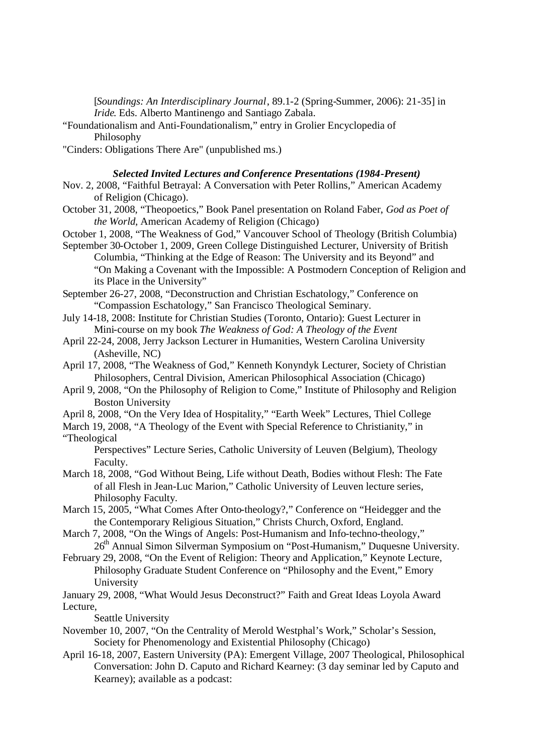[*Soundings: An Interdisciplinary Journal*, 89.1-2 (Spring-Summer, 2006): 21-35] in *Iride*. Eds. Alberto Mantinengo and Santiago Zabala.

"Foundationalism and Anti-Foundationalism," entry in Grolier Encyclopedia of Philosophy

"Cinders: Obligations There Are" (unpublished ms.)

### *Selected Invited Lectures and Conference Presentations (1984-Present)*

Nov. 2, 2008, "Faithful Betrayal: A Conversation with Peter Rollins," American Academy of Religion (Chicago).

October 31, 2008, "Theopoetics," Book Panel presentation on Roland Faber, *God as Poet of the World*, American Academy of Religion (Chicago)

October 1, 2008, "The Weakness of God," Vancouver School of Theology (British Columbia)

September 30-October 1, 2009, Green College Distinguished Lecturer, University of British Columbia, "Thinking at the Edge of Reason: The University and its Beyond" and "On Making a Covenant with the Impossible: A Postmodern Conception of Religion and its Place in the University"

September 26-27, 2008, "Deconstruction and Christian Eschatology," Conference on "Compassion Eschatology," San Francisco Theological Seminary.

July 14-18, 2008: Institute for Christian Studies (Toronto, Ontario): Guest Lecturer in Mini-course on my book *The Weakness of God: A Theology of the Event*

April 22-24, 2008, Jerry Jackson Lecturer in Humanities, Western Carolina University (Asheville, NC)

April 17, 2008, "The Weakness of God," Kenneth Konyndyk Lecturer, Society of Christian Philosophers, Central Division, American Philosophical Association (Chicago)

April 9, 2008, "On the Philosophy of Religion to Come," Institute of Philosophy and Religion Boston University

April 8, 2008, "On the Very Idea of Hospitality," "Earth Week" Lectures, Thiel College

March 19, 2008, "A Theology of the Event with Special Reference to Christianity," in "Theological Perspectives" Lecture Series, Catholic University of Leuven (Belgium), Theology Faculty.

March 18, 2008, "God Without Being, Life without Death, Bodies without Flesh: The Fate of all Flesh in Jean-Luc Marion," Catholic University of Leuven lecture series, Philosophy Faculty.

March 15, 2005, "What Comes After Onto-theology?," Conference on "Heidegger and the the Contemporary Religious Situation," Christs Church, Oxford, England.

March 7, 2008, "On the Wings of Angels: Post-Humanism and Info-techno-theology," 26th Annual Simon Silverman Symposium on "Post-Humanism," Duquesne University.

February 29, 2008, "On the Event of Religion: Theory and Application," Keynote Lecture, Philosophy Graduate Student Conference on "Philosophy and the Event," Emory University

January 29, 2008, "What Would Jesus Deconstruct?" Faith and Great Ideas Loyola Award Lecture, Seattle University

November 10, 2007, "On the Centrality of Merold Westphal's Work," Scholar's Session, Society for Phenomenology and Existential Philosophy (Chicago)

April 16-18, 2007, Eastern University (PA): Emergent Village, 2007 Theological, Philosophical Conversation: John D. Caputo and Richard Kearney: (3 day seminar led by Caputo and Kearney); available as a podcast: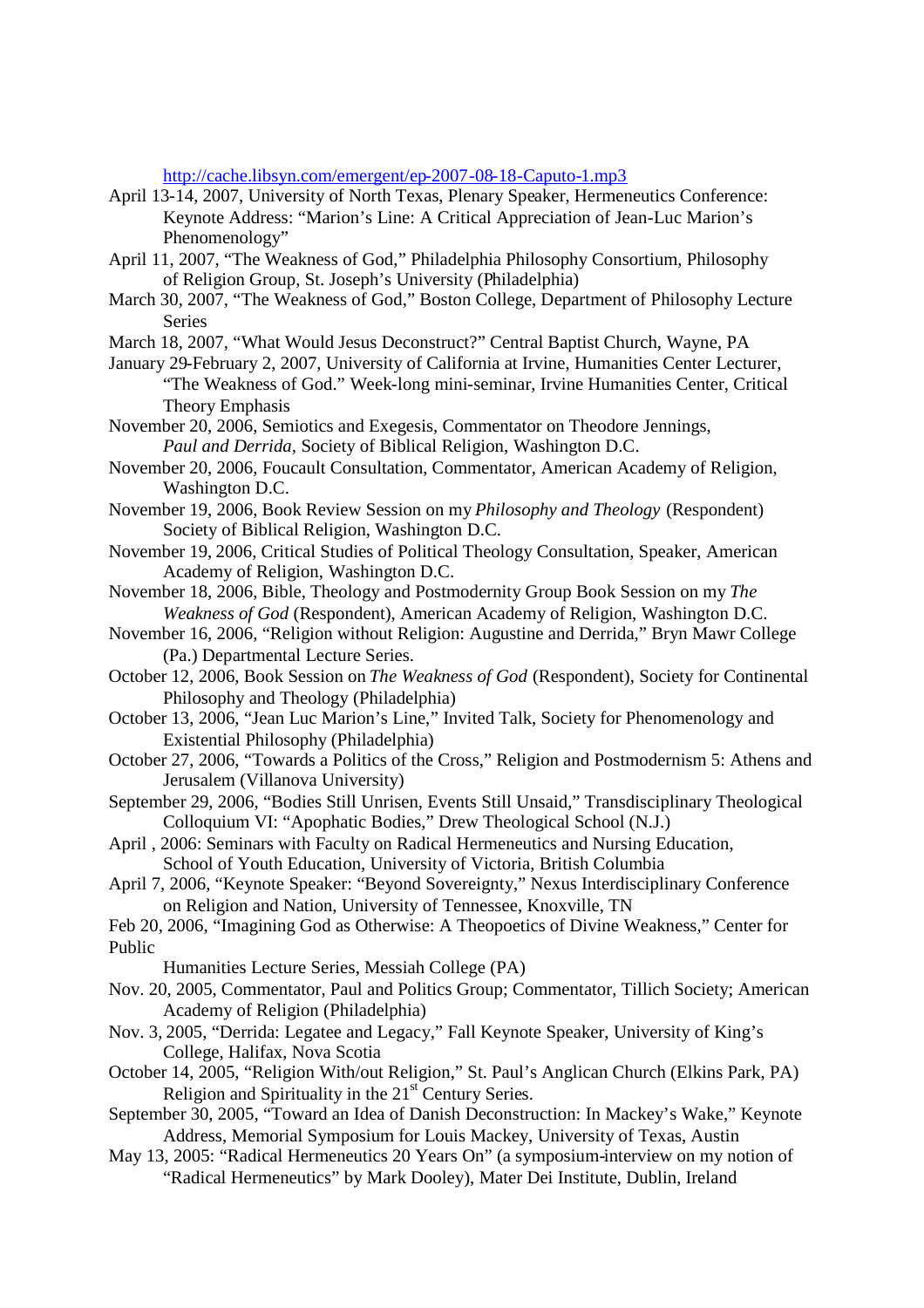http://cache.libsyn.com/emergent/ep-2007-08-18-Caputo-1.mp3

April 13-14, 2007, University of North Texas, Plenary Speaker, Hermeneutics Conference: Keynote Address: "Marion's Line: A Critical Appreciation of Jean-Luc Marion's Phenomenology"

April 11, 2007, "The Weakness of God," Philadelphia Philosophy Consortium, Philosophy of Religion Group, St. Joseph's University (Philadelphia)

March 30, 2007, "The Weakness of God," Boston College, Department of Philosophy Lecture Series

March 18, 2007, "What Would Jesus Deconstruct?" Central Baptist Church, Wayne, PA

January 29-February 2, 2007, University of California at Irvine, Humanities Center Lecturer, "The Weakness of God." Week-long mini-seminar, Irvine Humanities Center, Critical Theory Emphasis

November 20, 2006, Semiotics and Exegesis, Commentator on Theodore Jennings, *Paul and Derrida*, Society of Biblical Religion, Washington D.C.

November 20, 2006, Foucault Consultation, Commentator, American Academy of Religion, Washington D.C.

November 19, 2006, Book Review Session on my *Philosophy and Theology* (Respondent) Society of Biblical Religion, Washington D.C.

November 19, 2006, Critical Studies of Political Theology Consultation, Speaker, American Academy of Religion, Washington D.C.

November 18, 2006, Bible, Theology and Postmodernity Group Book Session on my *The Weakness of God* (Respondent), American Academy of Religion, Washington D.C.

November 16, 2006, "Religion without Religion: Augustine and Derrida," Bryn Mawr College (Pa.) Departmental Lecture Series.

October 12, 2006, Book Session on *The Weakness of God* (Respondent), Society for Continental Philosophy and Theology (Philadelphia)

October 13, 2006, "Jean Luc Marion's Line," Invited Talk, Society for Phenomenology and Existential Philosophy (Philadelphia)

October 27, 2006, "Towards a Politics of the Cross," Religion and Postmodernism 5: Athens and Jerusalem (Villanova University)

September 29, 2006, "Bodies Still Unrisen, Events Still Unsaid," Transdisciplinary Theological Colloquium VI: "Apophatic Bodies," Drew Theological School (N.J.)

April , 2006: Seminars with Faculty on Radical Hermeneutics and Nursing Education, School of Youth Education, University of Victoria, British Columbia

April 7, 2006, "Keynote Speaker: "Beyond Sovereignty," Nexus Interdisciplinary Conference on Religion and Nation, University of Tennessee, Knoxville, TN

Feb 20, 2006, "Imagining God as Otherwise: A Theopoetics of Divine Weakness," Center for Public Humanities Lecture Series, Messiah College (PA)

Nov. 20, 2005, Commentator, Paul and Politics Group; Commentator, Tillich Society; American Academy of Religion (Philadelphia)

Nov. 3, 2005, "Derrida: Legatee and Legacy," Fall Keynote Speaker, University of King's College, Halifax, Nova Scotia

October 14, 2005, "Religion With/out Religion," St. Paul's Anglican Church (Elkins Park, PA) Religion and Spirituality in the 21st Century Series.

September 30, 2005, "Toward an Idea of Danish Deconstruction: In Mackey's Wake," Keynote Address, Memorial Symposium for Louis Mackey, University of Texas, Austin

May 13, 2005: "Radical Hermeneutics 20 Years On" (a symposium-interview on my notion of "Radical Hermeneutics" by Mark Dooley), Mater Dei Institute, Dublin, Ireland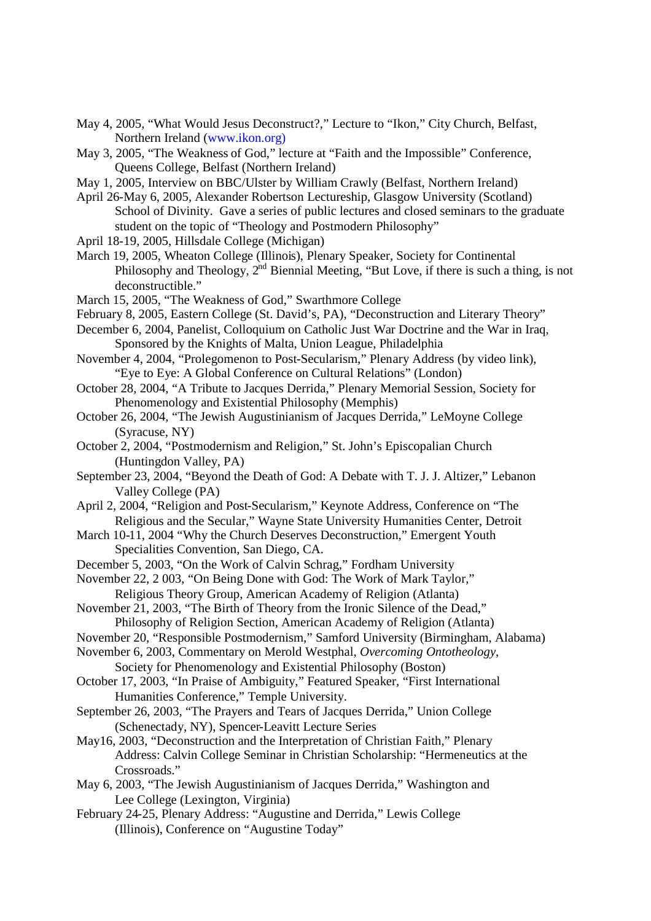May 4, 2005, "What Would Jesus Deconstruct?," Lecture to "Ikon," City Church, Belfast, Northern Ireland (www.ikon.org)

May 3, 2005, "The Weakness of God," lecture at "Faith and the Impossible" Conference, Queens College, Belfast (Northern Ireland)

May 1, 2005, Interview on BBC/Ulster by William Crawly (Belfast, Northern Ireland)

April 26-May 6, 2005, Alexander Robertson Lectureship, Glasgow University (Scotland) School of Divinity. Gave a series of public lectures and closed seminars to the graduate student on the topic of "Theology and Postmodern Philosophy"

April 18-19, 2005, Hillsdale College (Michigan)

March 19, 2005, Wheaton College (Illinois), Plenary Speaker, Society for Continental Philosophy and Theology, 2nd Biennial Meeting, "But Love, if there is such a thing, is not deconstructible."

March 15, 2005, "The Weakness of God," Swarthmore College

February 8, 2005, Eastern College (St. David's, PA), "Deconstruction and Literary Theory"

December 6, 2004, Panelist, Colloquium on Catholic Just War Doctrine and the War in Iraq, Sponsored by the Knights of Malta, Union League, Philadelphia

November 4, 2004, "Prolegomenon to Post-Secularism," Plenary Address (by video link), "Eye to Eye: A Global Conference on Cultural Relations" (London)

October 28, 2004, "A Tribute to Jacques Derrida," Plenary Memorial Session, Society for Phenomenology and Existential Philosophy (Memphis)

October 26, 2004, "The Jewish Augustinianism of Jacques Derrida," LeMoyne College (Syracuse, NY)

October 2, 2004, "Postmodernism and Religion," St. John's Episcopalian Church (Huntingdon Valley, PA)

September 23, 2004, "Beyond the Death of God: A Debate with T. J. J. Altizer," Lebanon Valley College (PA)

April 2, 2004, "Religion and Post-Secularism," Keynote Address, Conference on "The Religious and the Secular," Wayne State University Humanities Center, Detroit

March 10-11, 2004 "Why the Church Deserves Deconstruction," Emergent Youth Specialities Convention, San Diego, CA.

December 5, 2003, "On the Work of Calvin Schrag," Fordham University

November 22, 2 003, "On Being Done with God: The Work of Mark Taylor," Religious Theory Group, American Academy of Religion (Atlanta)

November 21, 2003, "The Birth of Theory from the Ironic Silence of the Dead," Philosophy of Religion Section, American Academy of Religion (Atlanta)

November 20, "Responsible Postmodernism," Samford University (Birmingham, Alabama)

November 6, 2003, Commentary on Merold Westphal, *Overcoming Ontotheology*, Society for Phenomenology and Existential Philosophy (Boston)

October 17, 2003, "In Praise of Ambiguity," Featured Speaker, "First International Humanities Conference," Temple University.

September 26, 2003, "The Prayers and Tears of Jacques Derrida," Union College (Schenectady, NY), Spencer-Leavitt Lecture Series

May16, 2003, "Deconstruction and the Interpretation of Christian Faith," Plenary Address: Calvin College Seminar in Christian Scholarship: "Hermeneutics at the Crossroads."

May 6, 2003, "The Jewish Augustinianism of Jacques Derrida," Washington and Lee College (Lexington, Virginia)

February 24-25, Plenary Address: "Augustine and Derrida," Lewis College (Illinois), Conference on "Augustine Today"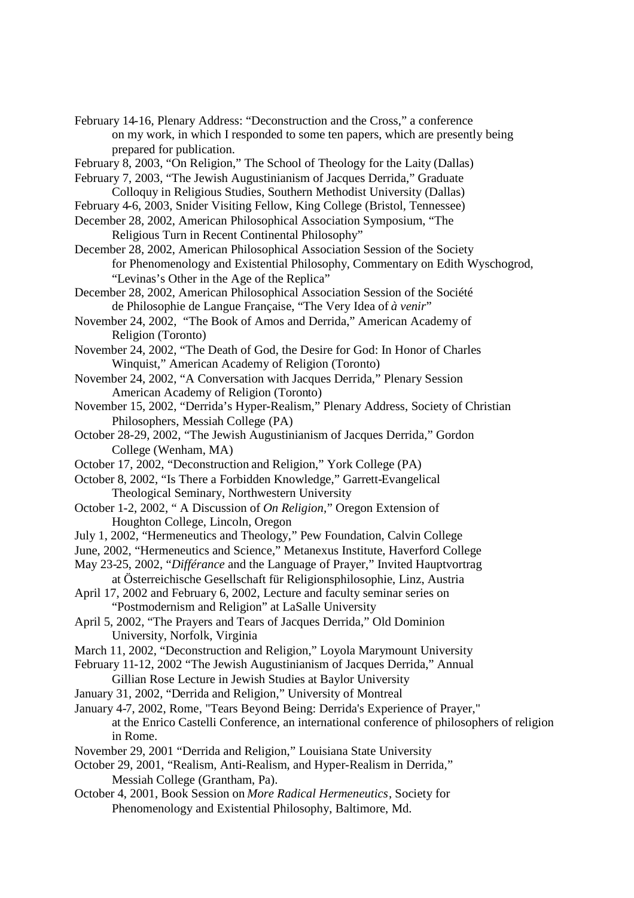February 14-16, Plenary Address: "Deconstruction and the Cross," a conference on my work, in which I responded to some ten papers, which are presently being prepared for publication.

February 8, 2003, "On Religion," The School of Theology for the Laity (Dallas)

February 7, 2003, "The Jewish Augustinianism of Jacques Derrida," Graduate Colloquy in Religious Studies, Southern Methodist University (Dallas)

February 4-6, 2003, Snider Visiting Fellow, King College (Bristol, Tennessee)

December 28, 2002, American Philosophical Association Symposium, "The Religious Turn in Recent Continental Philosophy"

December 28, 2002, American Philosophical Association Session of the Society for Phenomenology and Existential Philosophy, Commentary on Edith Wyschogrod, "Levinas's Other in the Age of the Replica"

December 28, 2002, American Philosophical Association Session of the Société de Philosophie de Langue Française, "The Very Idea of *à venir*"

November 24, 2002, "The Book of Amos and Derrida," American Academy of Religion (Toronto)

November 24, 2002, "The Death of God, the Desire for God: In Honor of Charles Winquist," American Academy of Religion (Toronto)

November 24, 2002, "A Conversation with Jacques Derrida," Plenary Session American Academy of Religion (Toronto)

November 15, 2002, "Derrida's Hyper-Realism," Plenary Address, Society of Christian Philosophers, Messiah College (PA)

October 28-29, 2002, "The Jewish Augustinianism of Jacques Derrida," Gordon College (Wenham, MA)

October 17, 2002, "Deconstruction and Religion," York College (PA)

October 8, 2002, "Is There a Forbidden Knowledge," Garrett-Evangelical Theological Seminary, Northwestern University

October 1-2, 2002, " A Discussion of *On Religion*," Oregon Extension of Houghton College, Lincoln, Oregon

July 1, 2002, "Hermeneutics and Theology," Pew Foundation, Calvin College

June, 2002, "Hermeneutics and Science," Metanexus Institute, Haverford College

May 23-25, 2002, "*Différance* and the Language of Prayer," Invited Hauptvortrag at Österreichische Gesellschaft für Religionsphilosophie, Linz, Austria

April 17, 2002 and February 6, 2002, Lecture and faculty seminar series on "Postmodernism and Religion" at LaSalle University

April 5, 2002, "The Prayers and Tears of Jacques Derrida," Old Dominion University, Norfolk, Virginia

March 11, 2002, "Deconstruction and Religion," Loyola Marymount University

February 11-12, 2002 "The Jewish Augustinianism of Jacques Derrida," Annual Gillian Rose Lecture in Jewish Studies at Baylor University

January 31, 2002, "Derrida and Religion," University of Montreal

January 4-7, 2002, Rome, "Tears Beyond Being: Derrida's Experience of Prayer," at the Enrico Castelli Conference, an international conference of philosophers of religion in Rome.

November 29, 2001 "Derrida and Religion," Louisiana State University

October 29, 2001, "Realism, Anti-Realism, and Hyper-Realism in Derrida," Messiah College (Grantham, Pa).

October 4, 2001, Book Session on *More Radical Hermeneutics*, Society for Phenomenology and Existential Philosophy, Baltimore, Md.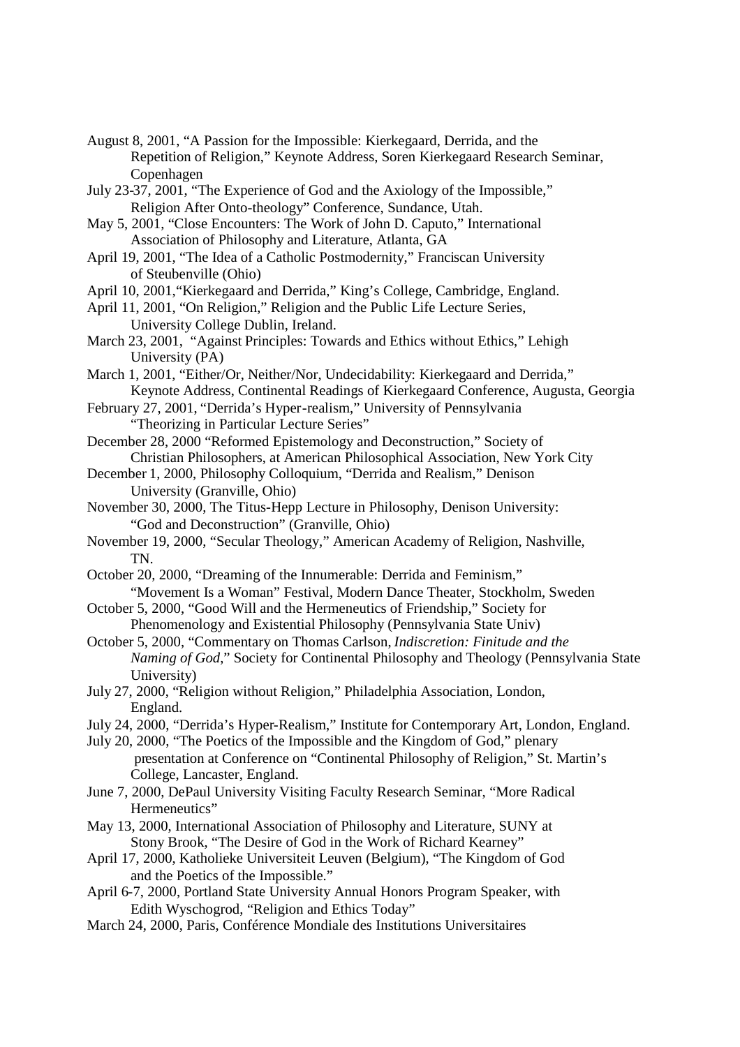August 8, 2001, "A Passion for the Impossible: Kierkegaard, Derrida, and the Repetition of Religion," Keynote Address, Soren Kierkegaard Research Seminar, Copenhagen

July 23-37, 2001, "The Experience of God and the Axiology of the Impossible," Religion After Onto-theology" Conference, Sundance, Utah.

May 5, 2001, "Close Encounters: The Work of John D. Caputo," International Association of Philosophy and Literature, Atlanta, GA

April 19, 2001, "The Idea of a Catholic Postmodernity," Franciscan University of Steubenville (Ohio)

April 10, 2001,"Kierkegaard and Derrida," King's College, Cambridge, England.

April 11, 2001, "On Religion," Religion and the Public Life Lecture Series, University College Dublin, Ireland.

March 23, 2001, "Against Principles: Towards and Ethics without Ethics," Lehigh University (PA)

March 1, 2001, "Either/Or, Neither/Nor, Undecidability: Kierkegaard and Derrida," Keynote Address, Continental Readings of Kierkegaard Conference, Augusta, Georgia

February 27, 2001, "Derrida's Hyper-realism," University of Pennsylvania "Theorizing in Particular Lecture Series"

December 28, 2000 "Reformed Epistemology and Deconstruction," Society of Christian Philosophers, at American Philosophical Association, New York City

December 1, 2000, Philosophy Colloquium, "Derrida and Realism," Denison University (Granville, Ohio)

November 30, 2000, The Titus-Hepp Lecture in Philosophy, Denison University: "God and Deconstruction" (Granville, Ohio)

November 19, 2000, "Secular Theology," American Academy of Religion, Nashville, TN.

October 20, 2000, "Dreaming of the Innumerable: Derrida and Feminism," "Movement Is a Woman" Festival, Modern Dance Theater, Stockholm, Sweden

October 5, 2000, "Good Will and the Hermeneutics of Friendship," Society for Phenomenology and Existential Philosophy (Pennsylvania State Univ)

October 5, 2000, "Commentary on Thomas Carlson, *Indiscretion: Finitude and the Naming of God*," Society for Continental Philosophy and Theology (Pennsylvania State University)

July 27, 2000, "Religion without Religion," Philadelphia Association, London, England.

July 24, 2000, "Derrida's Hyper-Realism," Institute for Contemporary Art, London, England.

July 20, 2000, "The Poetics of the Impossible and the Kingdom of God," plenary presentation at Conference on "Continental Philosophy of Religion," St. Martin's College, Lancaster, England.

June 7, 2000, DePaul University Visiting Faculty Research Seminar, "More Radical Hermeneutics"

May 13, 2000, International Association of Philosophy and Literature, SUNY at Stony Brook, "The Desire of God in the Work of Richard Kearney"

April 17, 2000, Katholieke Universiteit Leuven (Belgium), "The Kingdom of God and the Poetics of the Impossible."

April 6-7, 2000, Portland State University Annual Honors Program Speaker, with Edith Wyschogrod, "Religion and Ethics Today"

March 24, 2000, Paris, Conférence Mondiale des Institutions Universitaires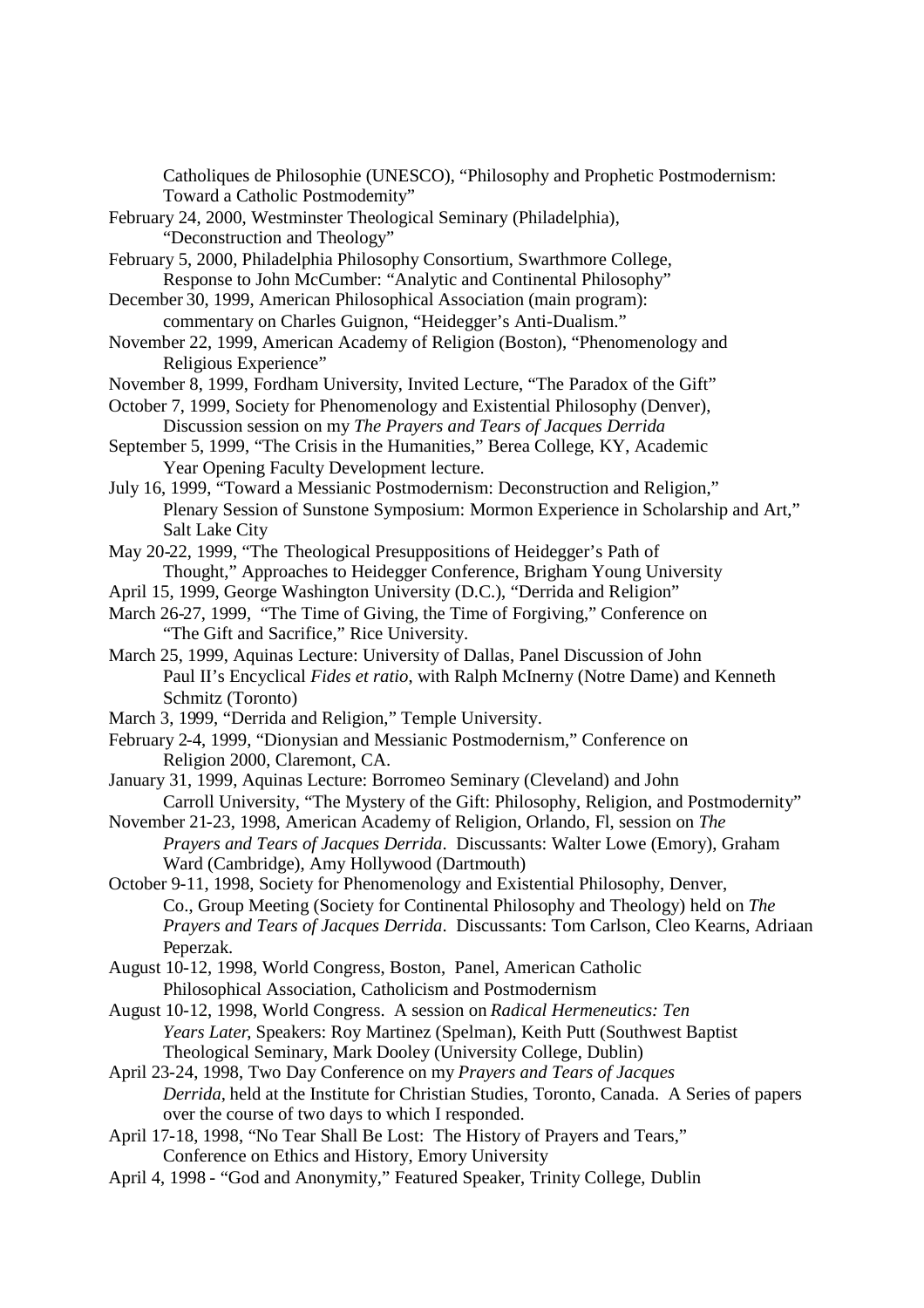Catholiques de Philosophie (UNESCO), "Philosophy and Prophetic Postmodernism: Toward a Catholic Postmodernity"

February 24, 2000, Westminster Theological Seminary (Philadelphia), "Deconstruction and Theology"

February 5, 2000, Philadelphia Philosophy Consortium, Swarthmore College, Response to John McCumber: "Analytic and Continental Philosophy"

December 30, 1999, American Philosophical Association (main program): commentary on Charles Guignon, "Heidegger's Anti-Dualism."

November 22, 1999, American Academy of Religion (Boston), "Phenomenology and Religious Experience"

November 8, 1999, Fordham University, Invited Lecture, "The Paradox of the Gift"

October 7, 1999, Society for Phenomenology and Existential Philosophy (Denver), Discussion session on my *The Prayers and Tears of Jacques Derrida*

September 5, 1999, "The Crisis in the Humanities," Berea College, KY, Academic Year Opening Faculty Development lecture.

July 16, 1999, "Toward a Messianic Postmodernism: Deconstruction and Religion," Plenary Session of Sunstone Symposium: Mormon Experience in Scholarship and Art," Salt Lake City

May 20-22, 1999, "The Theological Presuppositions of Heidegger's Path of Thought," Approaches to Heidegger Conference, Brigham Young University

April 15, 1999, George Washington University (D.C.), "Derrida and Religion"

March 26-27, 1999, "The Time of Giving, the Time of Forgiving," Conference on "The Gift and Sacrifice," Rice University.

March 25, 1999, Aquinas Lecture: University of Dallas, Panel Discussion of John Paul II's Encyclical *Fides et ratio*, with Ralph McInerny (Notre Dame) and Kenneth Schmitz (Toronto)

March 3, 1999, "Derrida and Religion," Temple University.

February 2-4, 1999, "Dionysian and Messianic Postmodernism," Conference on Religion 2000, Claremont, CA.

January 31, 1999, Aquinas Lecture: Borromeo Seminary (Cleveland) and John Carroll University, "The Mystery of the Gift: Philosophy, Religion, and Postmodernity"

November 21-23, 1998, American Academy of Religion, Orlando, Fl, session on *The Prayers and Tears of Jacques Derrida*. Discussants: Walter Lowe (Emory), Graham Ward (Cambridge), Amy Hollywood (Dartmouth)

October 9-11, 1998, Society for Phenomenology and Existential Philosophy, Denver, Co., Group Meeting (Society for Continental Philosophy and Theology) held on *The Prayers and Tears of Jacques Derrida*. Discussants: Tom Carlson, Cleo Kearns, Adriaan Peperzak.

August 10-12, 1998, World Congress, Boston, Panel, American Catholic Philosophical Association, Catholicism and Postmodernism

August 10-12, 1998, World Congress. A session on *Radical Hermeneutics: Ten Years Later*, Speakers: Roy Martinez (Spelman), Keith Putt (Southwest Baptist Theological Seminary, Mark Dooley (University College, Dublin)

April 23-24, 1998, Two Day Conference on my *Prayers and Tears of Jacques Derrida*, held at the Institute for Christian Studies, Toronto, Canada. A Series of papers over the course of two days to which I responded.

April 17-18, 1998, "No Tear Shall Be Lost: The History of Prayers and Tears," Conference on Ethics and History, Emory University

April 4, 1998 - "God and Anonymity," Featured Speaker, Trinity College, Dublin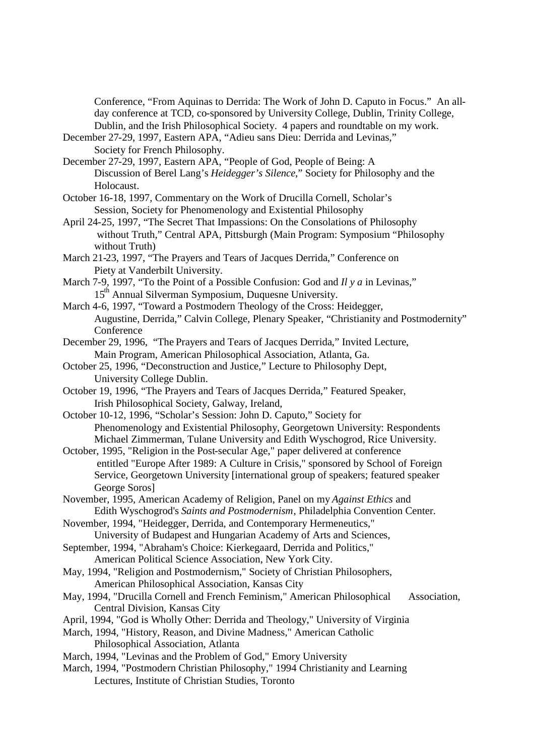Conference, "From Aquinas to Derrida: The Work of John D. Caputo in Focus." An all-day conference at TCD, co-sponsored by University College, Dublin, Trinity College, Dublin, and the Irish Philosophical Society. 4 papers and roundtable on my work.

December 27-29, 1997, Eastern APA, "Adieu sans Dieu: Derrida and Levinas," Society for French Philosophy.

December 27-29, 1997, Eastern APA, "People of God, People of Being: A Discussion of Berel Lang's *Heidegger's Silence*," Society for Philosophy and the Holocaust.

October 16-18, 1997, Commentary on the Work of Drucilla Cornell, Scholar's Session, Society for Phenomenology and Existential Philosophy

April 24-25, 1997, "The Secret That Impassions: On the Consolations of Philosophy without Truth," Central APA, Pittsburgh (Main Program: Symposium "Philosophy without Truth)

March 21-23, 1997, "The Prayers and Tears of Jacques Derrida," Conference on Piety at Vanderbilt University.

March 7-9, 1997, "To the Point of a Possible Confusion: God and *Il y a* in Levinas," 15th Annual Silverman Symposium, Duquesne University.

March 4-6, 1997, "Toward a Postmodern Theology of the Cross: Heidegger, Augustine, Derrida," Calvin College, Plenary Speaker, "Christianity and Postmodernity" Conference

December 29, 1996, "The Prayers and Tears of Jacques Derrida," Invited Lecture, Main Program, American Philosophical Association, Atlanta, Ga.

October 25, 1996, "Deconstruction and Justice," Lecture to Philosophy Dept, University College Dublin.

October 19, 1996, "The Prayers and Tears of Jacques Derrida," Featured Speaker, Irish Philosophical Society, Galway, Ireland,

October 10-12, 1996, "Scholar's Session: John D. Caputo," Society for Phenomenology and Existential Philosophy, Georgetown University: Respondents Michael Zimmerman, Tulane University and Edith Wyschogrod, Rice University.

October, 1995, "Religion in the Post-secular Age," paper delivered at conference entitled "Europe After 1989: A Culture in Crisis," sponsored by School of Foreign Service, Georgetown University [international group of speakers; featured speaker George Soros]

November, 1995, American Academy of Religion, Panel on my *Against Ethics* and Edith Wyschogrod's *Saints and Postmodernism*, Philadelphia Convention Center.

November, 1994, "Heidegger, Derrida, and Contemporary Hermeneutics," University of Budapest and Hungarian Academy of Arts and Sciences,

September, 1994, "Abraham's Choice: Kierkegaard, Derrida and Politics," American Political Science Association, New York City.

May, 1994, "Religion and Postmodernism," Society of Christian Philosophers, American Philosophical Association, Kansas City

May, 1994, "Drucilla Cornell and French Feminism," American Philosophical Association, Central Division, Kansas City

April, 1994, "God is Wholly Other: Derrida and Theology," University of Virginia

March, 1994, "History, Reason, and Divine Madness," American Catholic Philosophical Association, Atlanta

March, 1994, "Levinas and the Problem of God," Emory University

March, 1994, "Postmodern Christian Philosophy," 1994 Christianity and Learning Lectures, Institute of Christian Studies, Toronto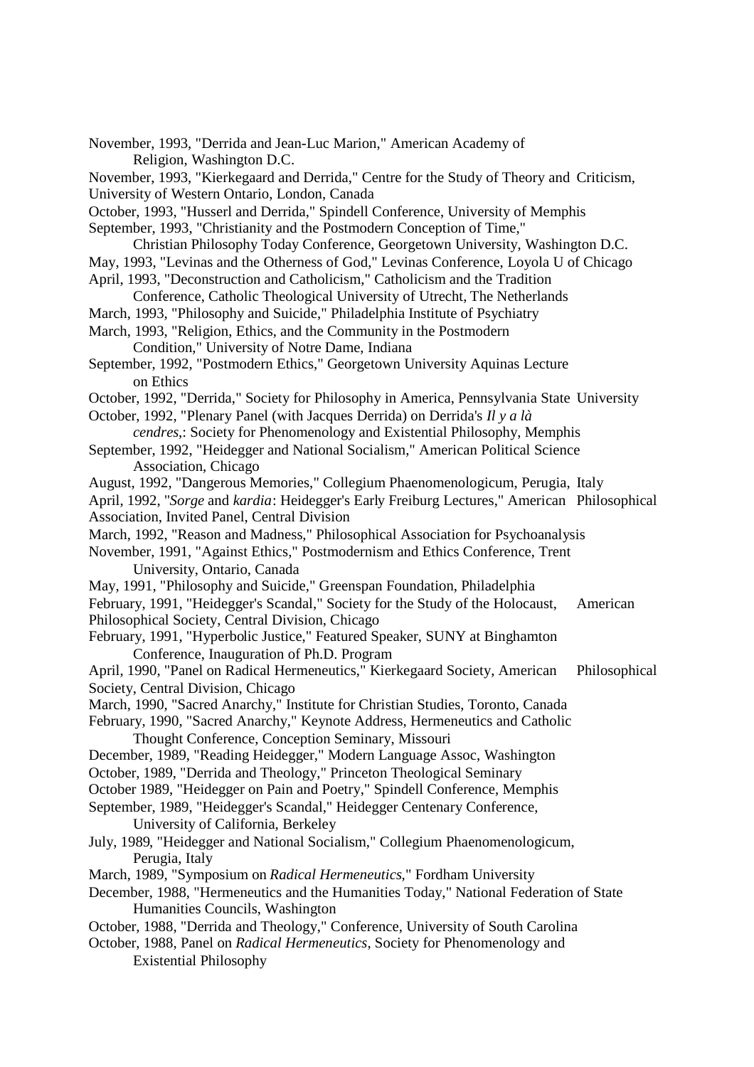November, 1993, "Derrida and Jean-Luc Marion," American Academy of Religion, Washington D.C.

November, 1993, "Kierkegaard and Derrida," Centre for the Study of Theory and Criticism, University of Western Ontario, London, Canada

October, 1993, "Husserl and Derrida," Spindell Conference, University of Memphis

September, 1993, "Christianity and the Postmodern Conception of Time," Christian Philosophy Today Conference, Georgetown University, Washington D.C.

May, 1993, "Levinas and the Otherness of God," Levinas Conference, Loyola U of Chicago

April, 1993, "Deconstruction and Catholicism," Catholicism and the Tradition Conference, Catholic Theological University of Utrecht, The Netherlands

March, 1993, "Philosophy and Suicide," Philadelphia Institute of Psychiatry

March, 1993, "Religion, Ethics, and the Community in the Postmodern Condition," University of Notre Dame, Indiana

September, 1992, "Postmodern Ethics," Georgetown University Aquinas Lecture on Ethics

October, 1992, "Derrida," Society for Philosophy in America, Pennsylvania State University

October, 1992, "Plenary Panel (with Jacques Derrida) on Derrida's *Il y a là cendres*,: Society for Phenomenology and Existential Philosophy, Memphis

September, 1992, "Heidegger and National Socialism," American Political Science Association, Chicago

August, 1992, "Dangerous Memories," Collegium Phaenomenologicum, Perugia, Italy

April, 1992, "*Sorge* and *kardia*: Heidegger's Early Freiburg Lectures," American Philosophical Association, Invited Panel, Central Division

March, 1992, "Reason and Madness," Philosophical Association for Psychoanalysis

November, 1991, "Against Ethics," Postmodernism and Ethics Conference, Trent University, Ontario, Canada

May, 1991, "Philosophy and Suicide," Greenspan Foundation, Philadelphia

February, 1991, "Heidegger's Scandal," Society for the Study of the Holocaust, American Philosophical Society, Central Division, Chicago

February, 1991, "Hyperbolic Justice," Featured Speaker, SUNY at Binghamton Conference, Inauguration of Ph.D. Program

April, 1990, "Panel on Radical Hermeneutics," Kierkegaard Society, American Philosophical Society, Central Division, Chicago

March, 1990, "Sacred Anarchy," Institute for Christian Studies, Toronto, Canada

February, 1990, "Sacred Anarchy," Keynote Address, Hermeneutics and Catholic Thought Conference, Conception Seminary, Missouri

December, 1989, "Reading Heidegger," Modern Language Assoc, Washington

October, 1989, "Derrida and Theology," Princeton Theological Seminary

October 1989, "Heidegger on Pain and Poetry," Spindell Conference, Memphis

September, 1989, "Heidegger's Scandal," Heidegger Centenary Conference, University of California, Berkeley

July, 1989, "Heidegger and National Socialism," Collegium Phaenomenologicum, Perugia, Italy

March, 1989, "Symposium on *Radical Hermeneutics*," Fordham University

December, 1988, "Hermeneutics and the Humanities Today," National Federation of State Humanities Councils, Washington

October, 1988, "Derrida and Theology," Conference, University of South Carolina

October, 1988, Panel on *Radical Hermeneutics*, Society for Phenomenology and Existential Philosophy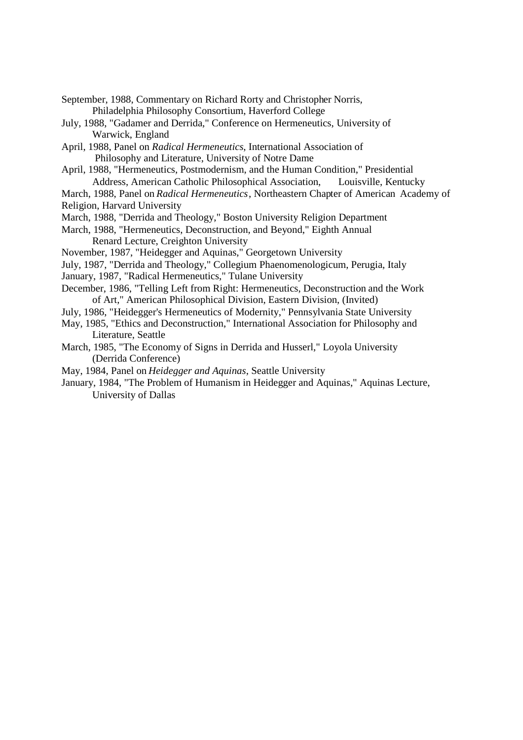September, 1988, Commentary on Richard Rorty and Christopher Norris, Philadelphia Philosophy Consortium, Haverford College

July, 1988, "Gadamer and Derrida," Conference on Hermeneutics, University of Warwick, England

April, 1988, Panel on *Radical Hermeneutics*, International Association of Philosophy and Literature, University of Notre Dame

April, 1988, "Hermeneutics, Postmodernism, and the Human Condition," Presidential Address, American Catholic Philosophical Association, Louisville, Kentucky

March, 1988, Panel on *Radical Hermeneutics*, Northeastern Chapter of American Academy of Religion, Harvard University

March, 1988, "Derrida and Theology," Boston University Religion Department

March, 1988, "Hermeneutics, Deconstruction, and Beyond," Eighth Annual Renard Lecture, Creighton University

November, 1987, "Heidegger and Aquinas," Georgetown University

July, 1987, "Derrida and Theology," Collegium Phaenomenologicum, Perugia, Italy

January, 1987, "Radical Hermeneutics," Tulane University

December, 1986, "Telling Left from Right: Hermeneutics, Deconstruction and the Work of Art," American Philosophical Division, Eastern Division, (Invited)

July, 1986, "Heidegger's Hermeneutics of Modernity," Pennsylvania State University

May, 1985, "Ethics and Deconstruction," International Association for Philosophy and Literature, Seattle

March, 1985, "The Economy of Signs in Derrida and Husserl," Loyola University (Derrida Conference)

May, 1984, Panel on *Heidegger and Aquinas*, Seattle University

January, 1984, "The Problem of Humanism in Heidegger and Aquinas," Aquinas Lecture, University of Dallas